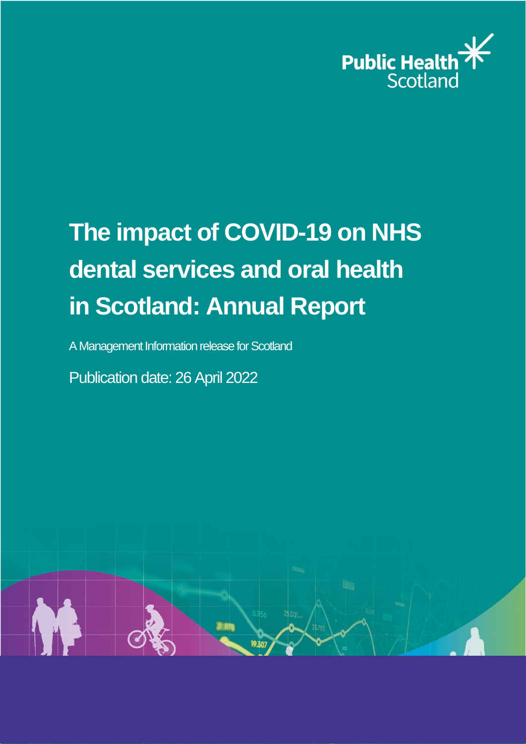Public Health Scotland

# The impact of COVID-19 on NHS dental services and oral health in Scotland: Annual Report

A Management Information release for Scotland

Publication date: 26 April 2022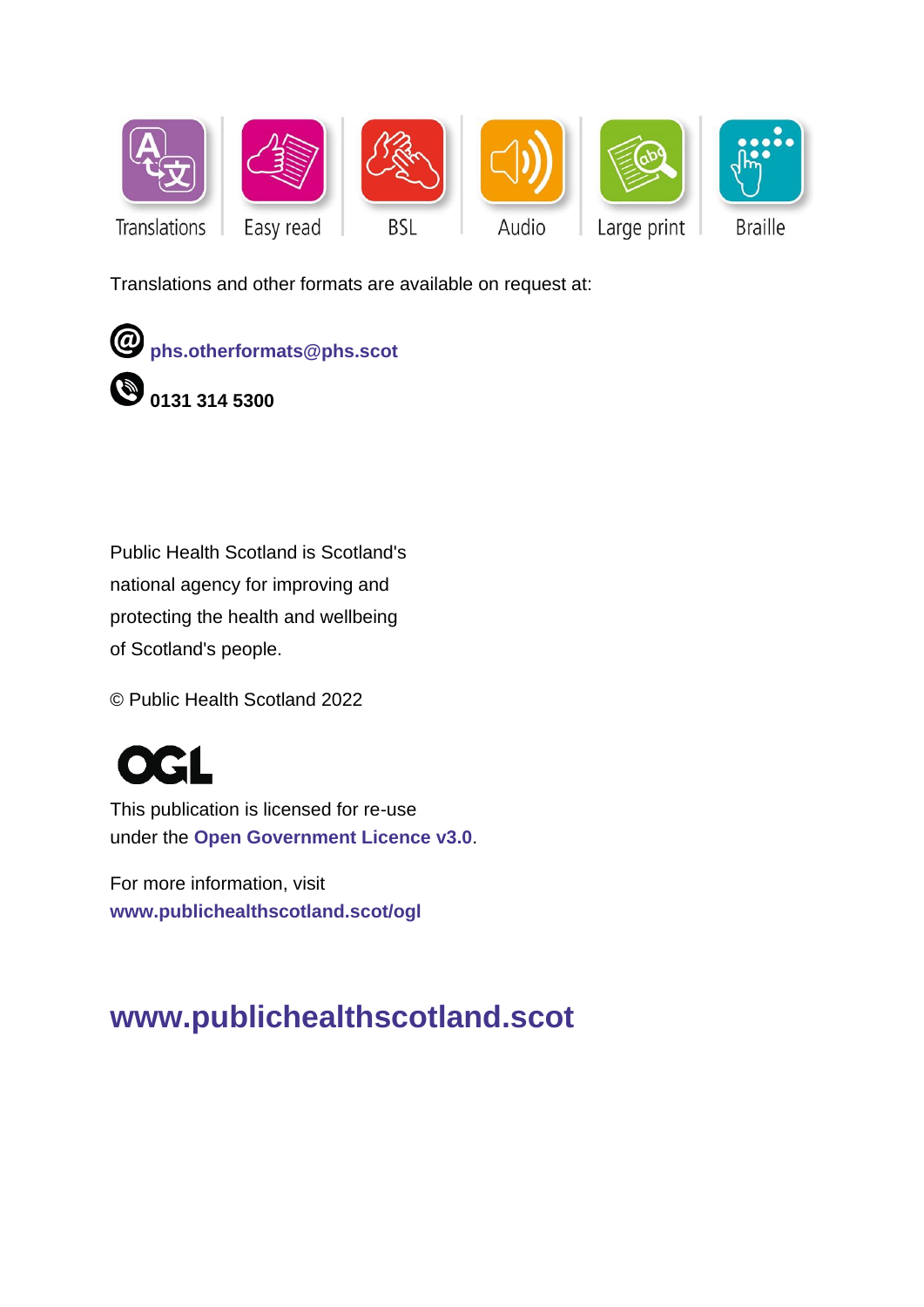Translations | Easy read | BSL | Audio | Large print | Braille

Translations and other formats are available on request at:

phs.otherformats@phs.scot

0131 314 5300

Public Health Scotland is Scotland's national agency for improving and protecting the health and wellbeing of Scotland's people.

© Public Health Scotland 2022

OGL

This publication is licensed for re-use under the **Open Government Licence v3.0**.

For more information, visit **www.publichealthscotland.scot/ogl**

## www.publichealthscotland.scot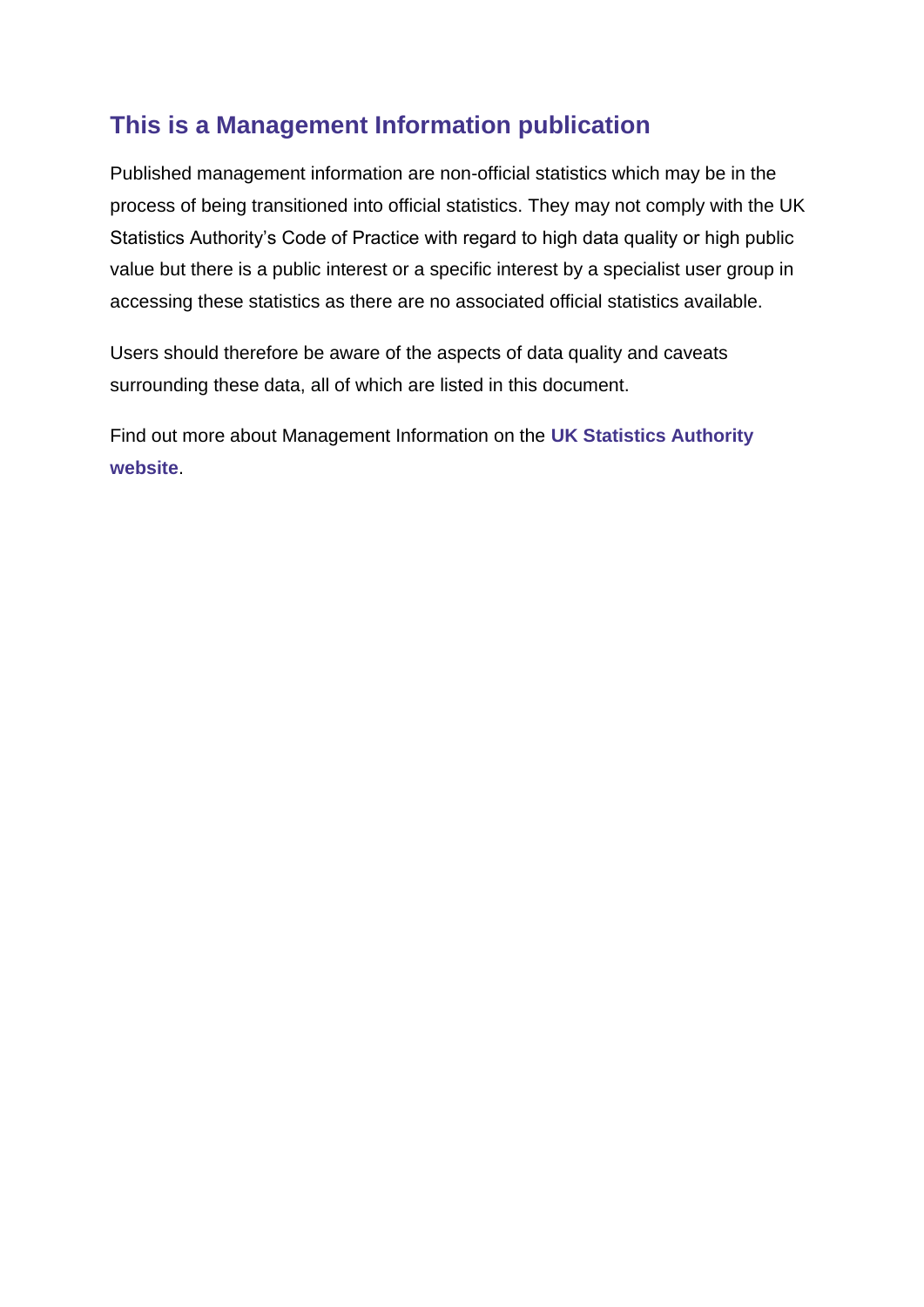## This is a Management Information publication

Published management information are non-official statistics which may be in the process of being transitioned into official statistics. They may not comply with the UK Statistics Authority's Code of Practice with regard to high data quality or high public value but there is a public interest or a specific interest by a specialist user group in accessing these statistics as there are no associated official statistics available.

Users should therefore be aware of the aspects of data quality and caveats surrounding these data, all of which are listed in this document.

Find out more about Management Information on the **UK Statistics Authority website**.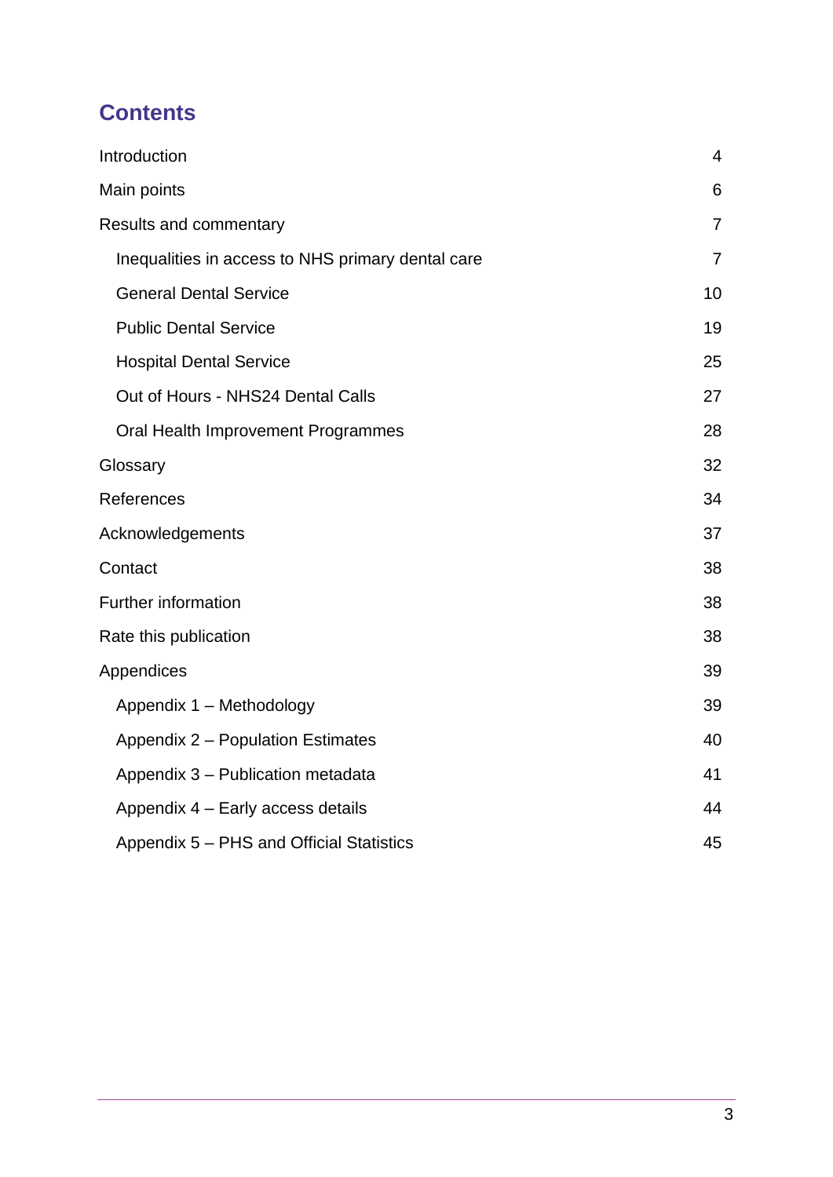## Contents

| | |
|---|---|
| Introduction | 4 |
| Main points | 6 |
| Results and commentary | 7 |
| Inequalities in access to NHS primary dental care | 7 |
| General Dental Service | 10 |
| Public Dental Service | 19 |
| Hospital Dental Service | 25 |
| Out of Hours - NHS24 Dental Calls | 27 |
| Oral Health Improvement Programmes | 28 |
| Glossary | 32 |
| References | 34 |
| Acknowledgements | 37 |
| Contact | 38 |
| Further information | 38 |
| Rate this publication | 38 |
| Appendices | 39 |
| Appendix 1 – Methodology | 39 |
| Appendix 2 – Population Estimates | 40 |
| Appendix 3 – Publication metadata | 41 |
| Appendix 4 – Early access details | 44 |
| Appendix 5 – PHS and Official Statistics | 45 |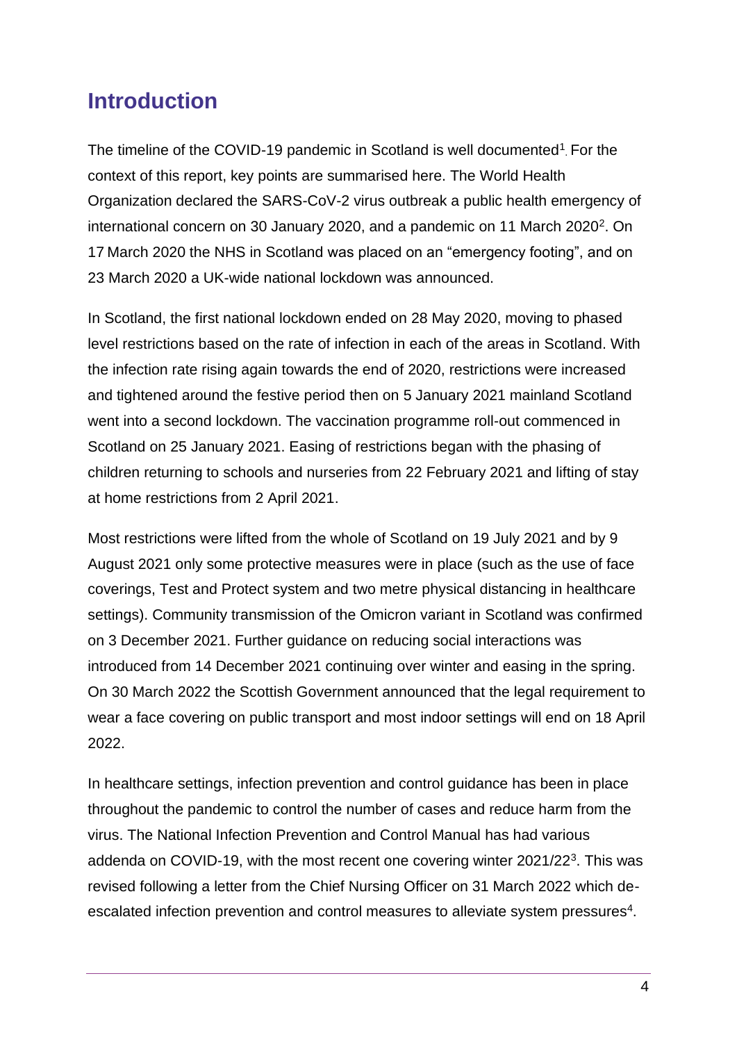## Introduction

The timeline of the COVID-19 pandemic in Scotland is well documented[1]. For the context of this report, key points are summarised here. The World Health Organization declared the SARS-CoV-2 virus outbreak a public health emergency of international concern on 30 January 2020, and a pandemic on 11 March 2020[2]. On 17 March 2020 the NHS in Scotland was placed on an "emergency footing", and on 23 March 2020 a UK-wide national lockdown was announced.

In Scotland, the first national lockdown ended on 28 May 2020, moving to phased level restrictions based on the rate of infection in each of the areas in Scotland. With the infection rate rising again towards the end of 2020, restrictions were increased and tightened around the festive period then on 5 January 2021 mainland Scotland went into a second lockdown. The vaccination programme roll-out commenced in Scotland on 25 January 2021. Easing of restrictions began with the phasing of children returning to schools and nurseries from 22 February 2021 and lifting of stay at home restrictions from 2 April 2021.

Most restrictions were lifted from the whole of Scotland on 19 July 2021 and by 9 August 2021 only some protective measures were in place (such as the use of face coverings, Test and Protect system and two metre physical distancing in healthcare settings). Community transmission of the Omicron variant in Scotland was confirmed on 3 December 2021. Further guidance on reducing social interactions was introduced from 14 December 2021 continuing over winter and easing in the spring. On 30 March 2022 the Scottish Government announced that the legal requirement to wear a face covering on public transport and most indoor settings will end on 18 April 2022.

In healthcare settings, infection prevention and control guidance has been in place throughout the pandemic to control the number of cases and reduce harm from the virus. The National Infection Prevention and Control Manual has had various addenda on COVID-19, with the most recent one covering winter 2021/22[3]. This was revised following a letter from the Chief Nursing Officer on 31 March 2022 which de-escalated infection prevention and control measures to alleviate system pressures[4].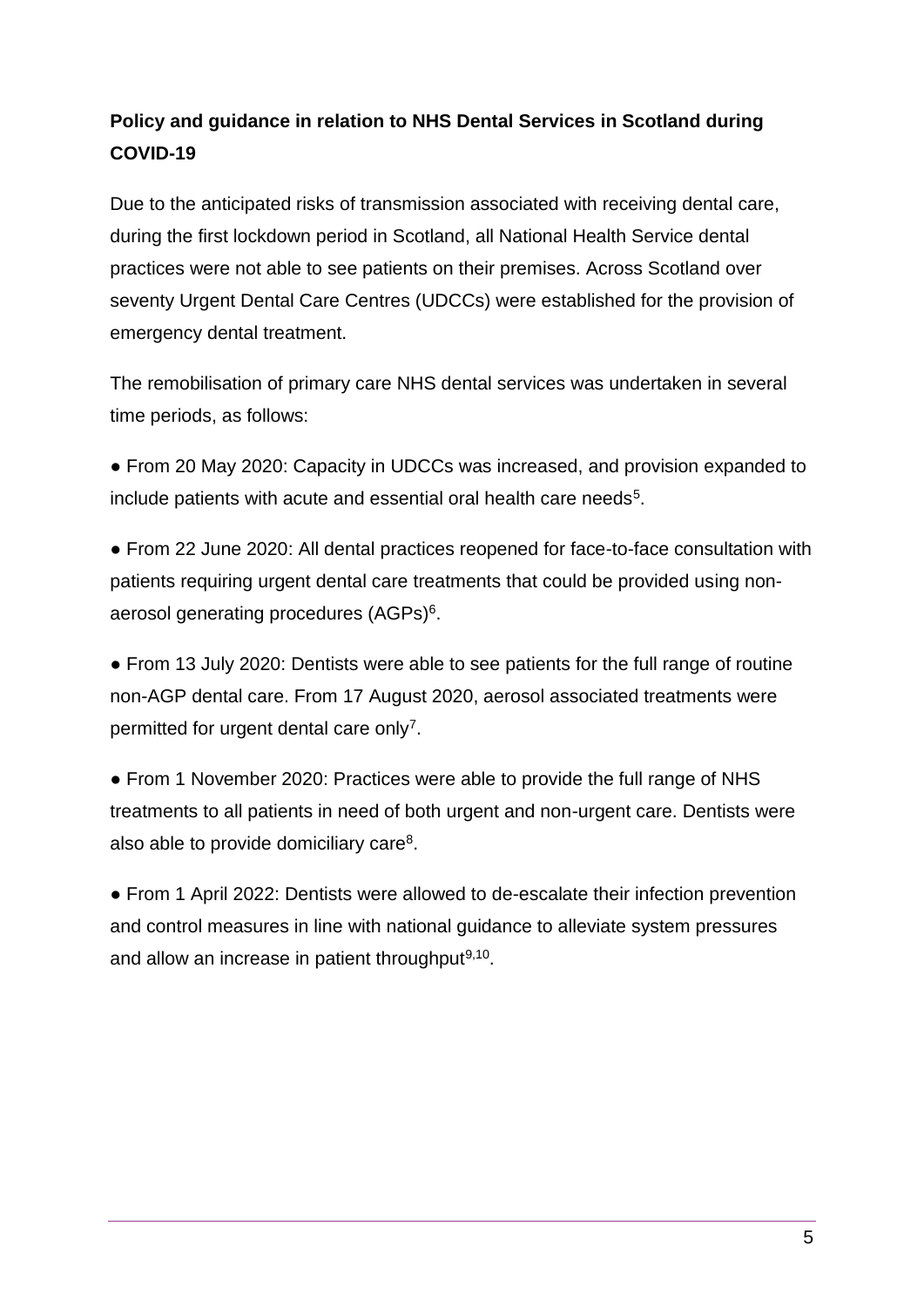**Policy and guidance in relation to NHS Dental Services in Scotland during COVID-19**

Due to the anticipated risks of transmission associated with receiving dental care, during the first lockdown period in Scotland, all National Health Service dental practices were not able to see patients on their premises. Across Scotland over seventy Urgent Dental Care Centres (UDCCs) were established for the provision of emergency dental treatment.

The remobilisation of primary care NHS dental services was undertaken in several time periods, as follows:

● From 20 May 2020: Capacity in UDCCs was increased, and provision expanded to include patients with acute and essential oral health care needs[5].

● From 22 June 2020: All dental practices reopened for face-to-face consultation with patients requiring urgent dental care treatments that could be provided using non-aerosol generating procedures (AGPs)[6].

● From 13 July 2020: Dentists were able to see patients for the full range of routine non-AGP dental care. From 17 August 2020, aerosol associated treatments were permitted for urgent dental care only[7].

● From 1 November 2020: Practices were able to provide the full range of NHS treatments to all patients in need of both urgent and non-urgent care. Dentists were also able to provide domiciliary care[8].

● From 1 April 2022: Dentists were allowed to de-escalate their infection prevention and control measures in line with national guidance to alleviate system pressures and allow an increase in patient throughput[9,10].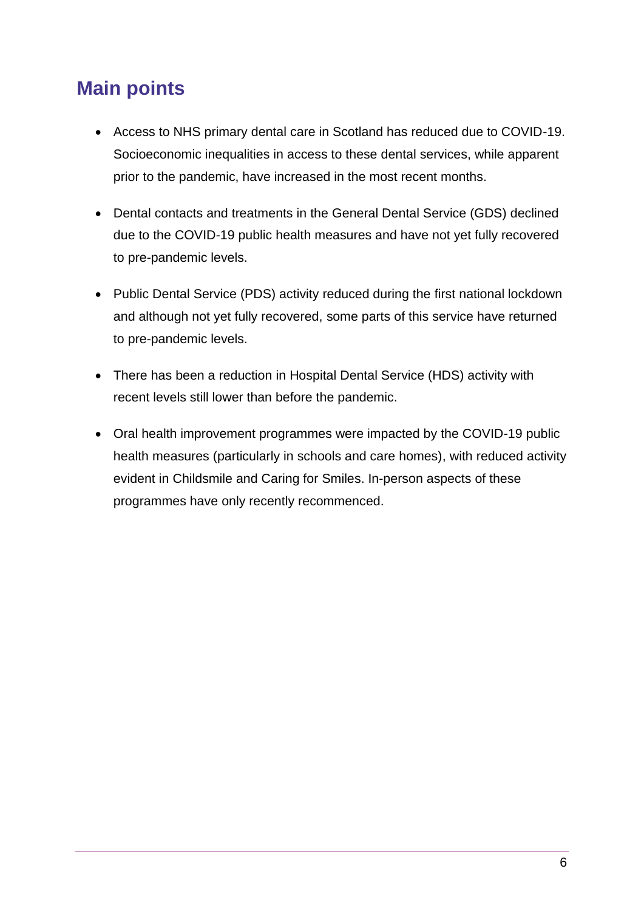## Main points

- Access to NHS primary dental care in Scotland has reduced due to COVID-19. Socioeconomic inequalities in access to these dental services, while apparent prior to the pandemic, have increased in the most recent months.

- Dental contacts and treatments in the General Dental Service (GDS) declined due to the COVID-19 public health measures and have not yet fully recovered to pre-pandemic levels.

- Public Dental Service (PDS) activity reduced during the first national lockdown and although not yet fully recovered, some parts of this service have returned to pre-pandemic levels.

- There has been a reduction in Hospital Dental Service (HDS) activity with recent levels still lower than before the pandemic.

- Oral health improvement programmes were impacted by the COVID-19 public health measures (particularly in schools and care homes), with reduced activity evident in Childsmile and Caring for Smiles. In-person aspects of these programmes have only recently recommenced.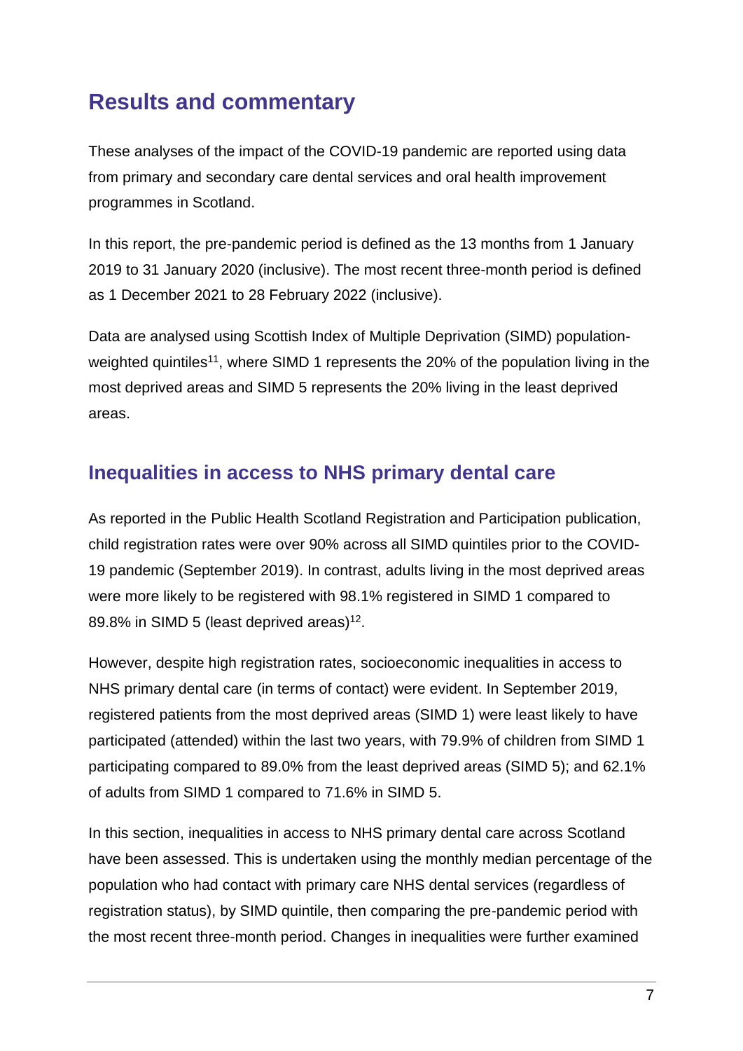# Results and commentary

These analyses of the impact of the COVID-19 pandemic are reported using data from primary and secondary care dental services and oral health improvement programmes in Scotland.

In this report, the pre-pandemic period is defined as the 13 months from 1 January 2019 to 31 January 2020 (inclusive). The most recent three-month period is defined as 1 December 2021 to 28 February 2022 (inclusive).

Data are analysed using Scottish Index of Multiple Deprivation (SIMD) population-weighted quintiles[11], where SIMD 1 represents the 20% of the population living in the most deprived areas and SIMD 5 represents the 20% living in the least deprived areas.

## Inequalities in access to NHS primary dental care

As reported in the Public Health Scotland Registration and Participation publication, child registration rates were over 90% across all SIMD quintiles prior to the COVID-19 pandemic (September 2019). In contrast, adults living in the most deprived areas were more likely to be registered with 98.1% registered in SIMD 1 compared to 89.8% in SIMD 5 (least deprived areas)[12].

However, despite high registration rates, socioeconomic inequalities in access to NHS primary dental care (in terms of contact) were evident. In September 2019, registered patients from the most deprived areas (SIMD 1) were least likely to have participated (attended) within the last two years, with 79.9% of children from SIMD 1 participating compared to 89.0% from the least deprived areas (SIMD 5); and 62.1% of adults from SIMD 1 compared to 71.6% in SIMD 5.

In this section, inequalities in access to NHS primary dental care across Scotland have been assessed. This is undertaken using the monthly median percentage of the population who had contact with primary care NHS dental services (regardless of registration status), by SIMD quintile, then comparing the pre-pandemic period with the most recent three-month period. Changes in inequalities were further examined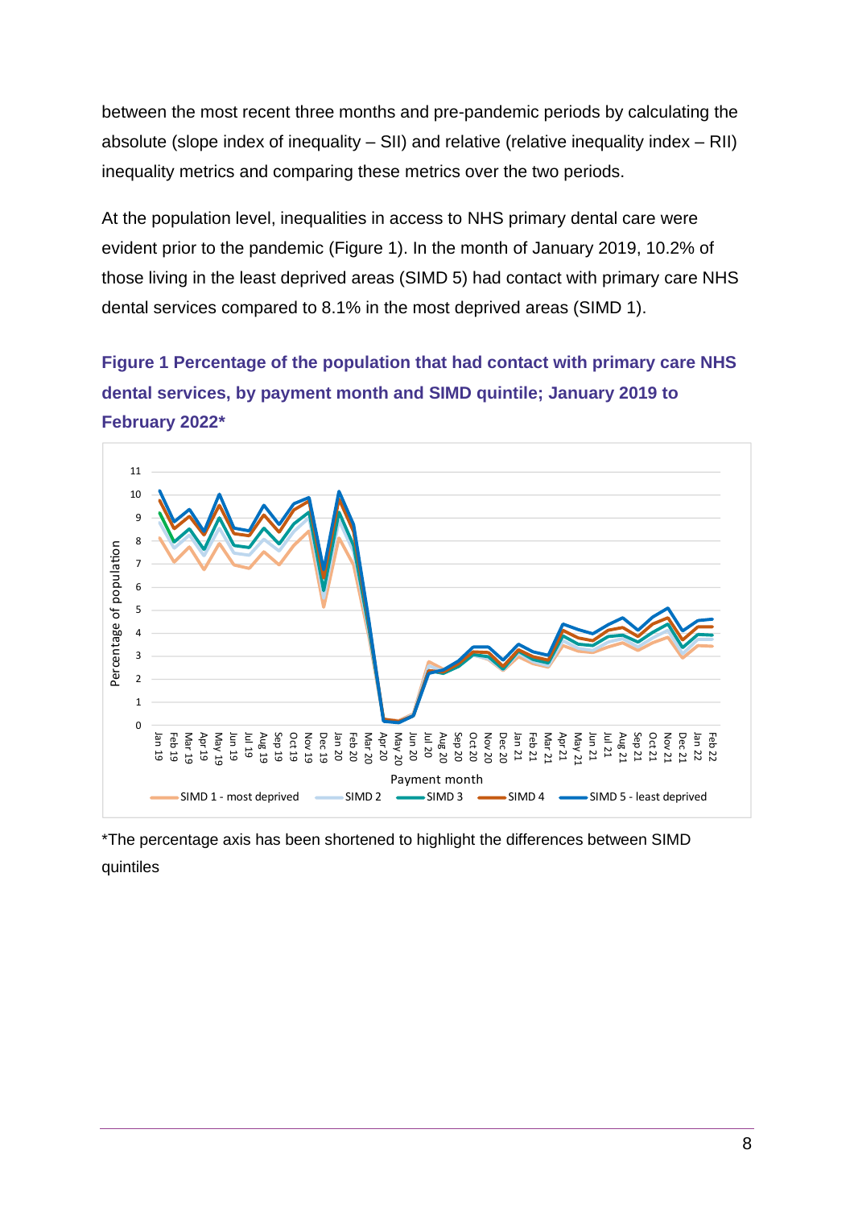between the most recent three months and pre-pandemic periods by calculating the absolute (slope index of inequality – SII) and relative (relative inequality index – RII) inequality metrics and comparing these metrics over the two periods.

At the population level, inequalities in access to NHS primary dental care were evident prior to the pandemic (Figure 1). In the month of January 2019, 10.2% of those living in the least deprived areas (SIMD 5) had contact with primary care NHS dental services compared to 8.1% in the most deprived areas (SIMD 1).

**Figure 1 Percentage of the population that had contact with primary care NHS dental services, by payment month and SIMD quintile; January 2019 to February 2022***

*The percentage axis has been shortened to highlight the differences between SIMD quintiles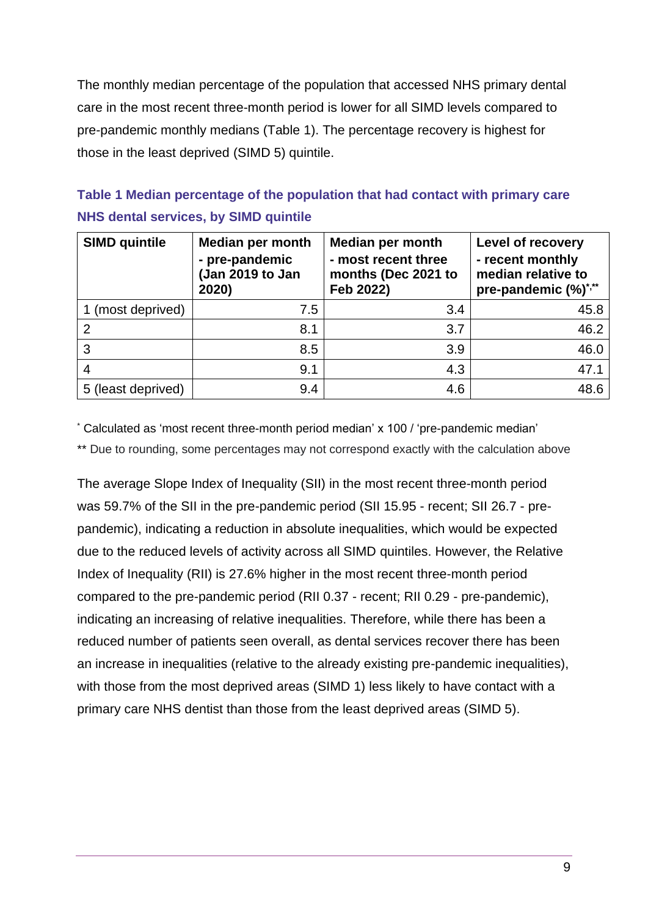The monthly median percentage of the population that accessed NHS primary dental care in the most recent three-month period is lower for all SIMD levels compared to pre-pandemic monthly medians (Table 1). The percentage recovery is highest for those in the least deprived (SIMD 5) quintile.

**Table 1 Median percentage of the population that had contact with primary care NHS dental services, by SIMD quintile**

| SIMD quintile | Median per month - pre-pandemic (Jan 2019 to Jan 2020) | Median per month - most recent three months (Dec 2021 to Feb 2022) | Level of recovery - recent monthly median relative to pre-pandemic (%)*,** |
|---|---|---|---|
| 1 (most deprived) | 7.5 | 3.4 | 45.8 |
| 2 | 8.1 | 3.7 | 46.2 |
| 3 | 8.5 | 3.9 | 46.0 |
| 4 | 9.1 | 4.3 | 47.1 |
| 5 (least deprived) | 9.4 | 4.6 | 48.6 |

* Calculated as 'most recent three-month period median' x 100 / 'pre-pandemic median'

** Due to rounding, some percentages may not correspond exactly with the calculation above

The average Slope Index of Inequality (SII) in the most recent three-month period was 59.7% of the SII in the pre-pandemic period (SII 15.95 - recent; SII 26.7 - pre-pandemic), indicating a reduction in absolute inequalities, which would be expected due to the reduced levels of activity across all SIMD quintiles. However, the Relative Index of Inequality (RII) is 27.6% higher in the most recent three-month period compared to the pre-pandemic period (RII 0.37 - recent; RII 0.29 - pre-pandemic), indicating an increasing of relative inequalities. Therefore, while there has been a reduced number of patients seen overall, as dental services recover there has been an increase in inequalities (relative to the already existing pre-pandemic inequalities), with those from the most deprived areas (SIMD 1) less likely to have contact with a primary care NHS dentist than those from the least deprived areas (SIMD 5).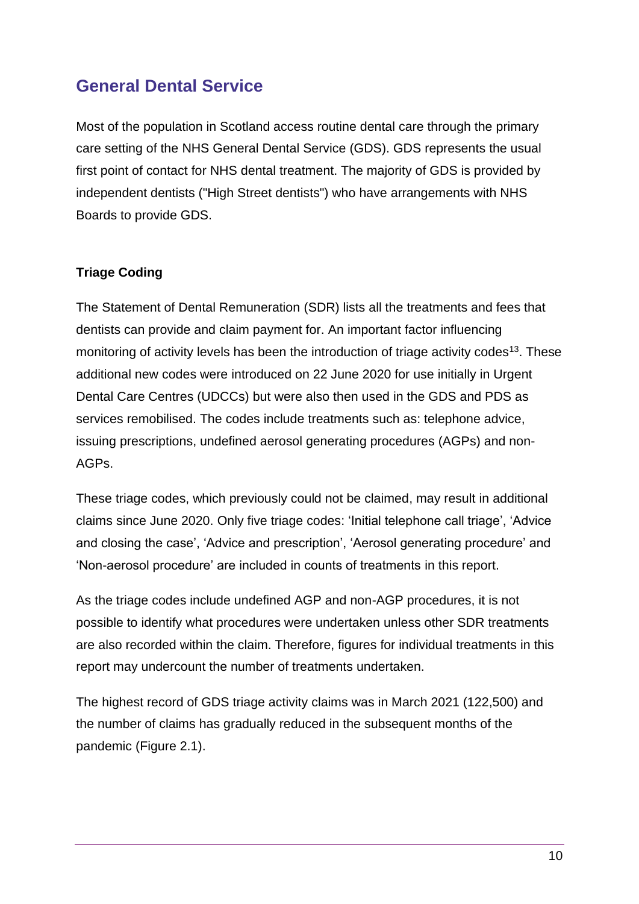## General Dental Service

Most of the population in Scotland access routine dental care through the primary care setting of the NHS General Dental Service (GDS). GDS represents the usual first point of contact for NHS dental treatment. The majority of GDS is provided by independent dentists ("High Street dentists") who have arrangements with NHS Boards to provide GDS.

### Triage Coding

The Statement of Dental Remuneration (SDR) lists all the treatments and fees that dentists can provide and claim payment for. An important factor influencing monitoring of activity levels has been the introduction of triage activity codes[13]. These additional new codes were introduced on 22 June 2020 for use initially in Urgent Dental Care Centres (UDCCs) but were also then used in the GDS and PDS as services remobilised. The codes include treatments such as: telephone advice, issuing prescriptions, undefined aerosol generating procedures (AGPs) and non-AGPs.

These triage codes, which previously could not be claimed, may result in additional claims since June 2020. Only five triage codes: 'Initial telephone call triage', 'Advice and closing the case', 'Advice and prescription', 'Aerosol generating procedure' and 'Non-aerosol procedure' are included in counts of treatments in this report.

As the triage codes include undefined AGP and non-AGP procedures, it is not possible to identify what procedures were undertaken unless other SDR treatments are also recorded within the claim. Therefore, figures for individual treatments in this report may undercount the number of treatments undertaken.

The highest record of GDS triage activity claims was in March 2021 (122,500) and the number of claims has gradually reduced in the subsequent months of the pandemic (Figure 2.1).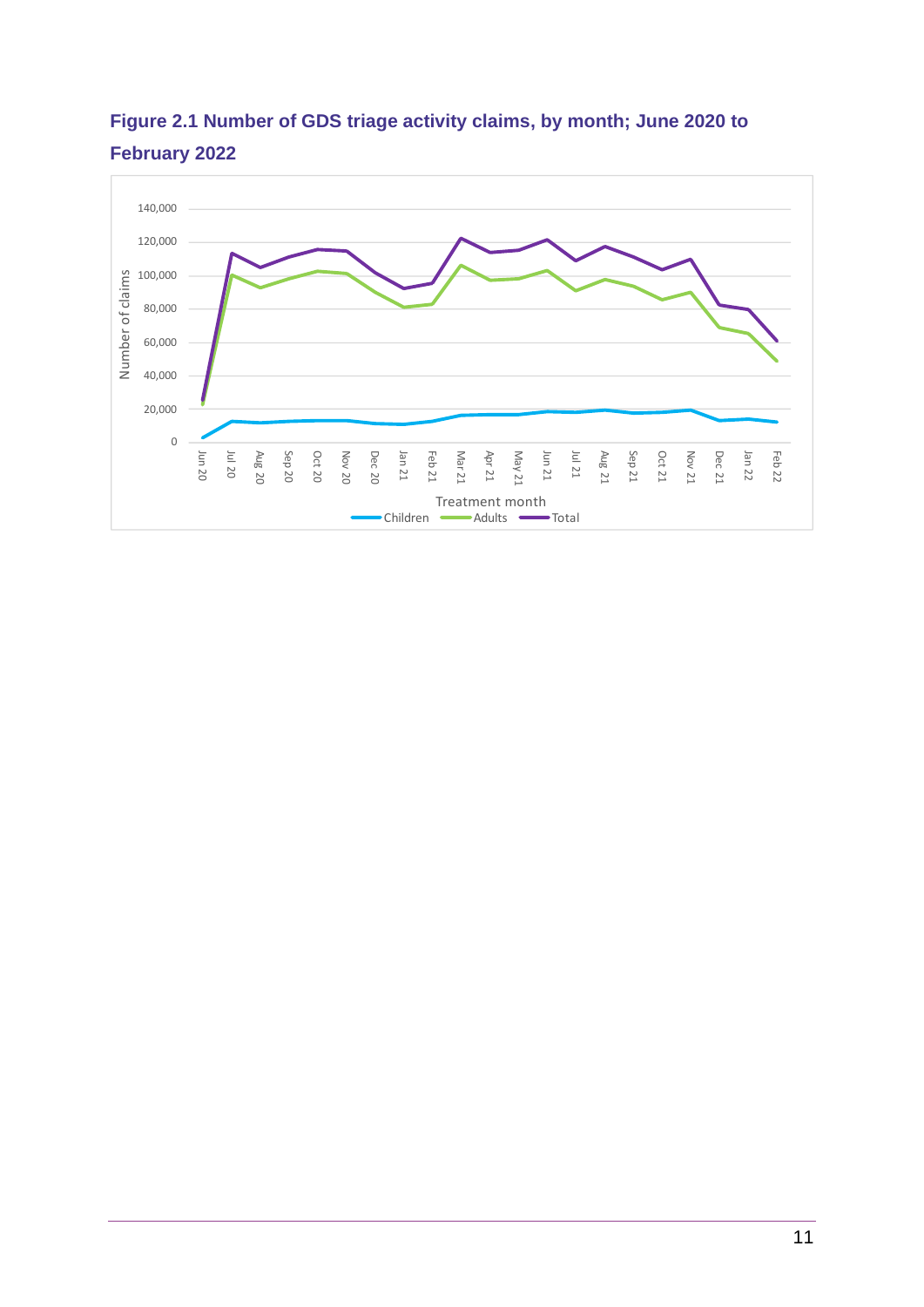**Figure 2.1 Number of GDS triage activity claims, by month; June 2020 to February 2022**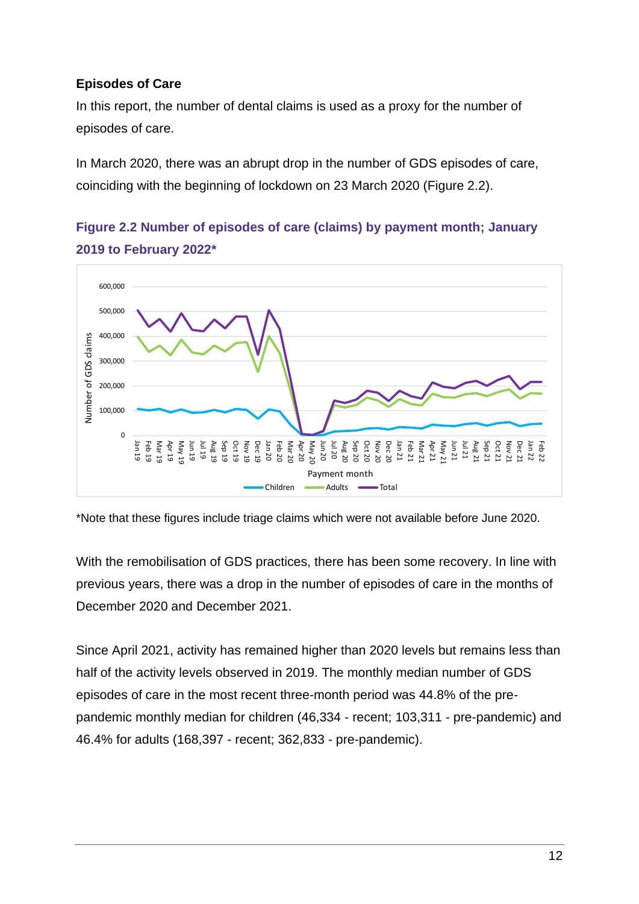### Episodes of Care

In this report, the number of dental claims is used as a proxy for the number of episodes of care.

In March 2020, there was an abrupt drop in the number of GDS episodes of care, coinciding with the beginning of lockdown on 23 March 2020 (Figure 2.2).

**Figure 2.2 Number of episodes of care (claims) by payment month; January 2019 to February 2022***

*Note that these figures include triage claims which were not available before June 2020.

With the remobilisation of GDS practices, there has been some recovery. In line with previous years, there was a drop in the number of episodes of care in the months of December 2020 and December 2021.

Since April 2021, activity has remained higher than 2020 levels but remains less than half of the activity levels observed in 2019. The monthly median number of GDS episodes of care in the most recent three-month period was 44.8% of the pre-pandemic monthly median for children (46,334 - recent; 103,311 - pre-pandemic) and 46.4% for adults (168,397 - recent; 362,833 - pre-pandemic).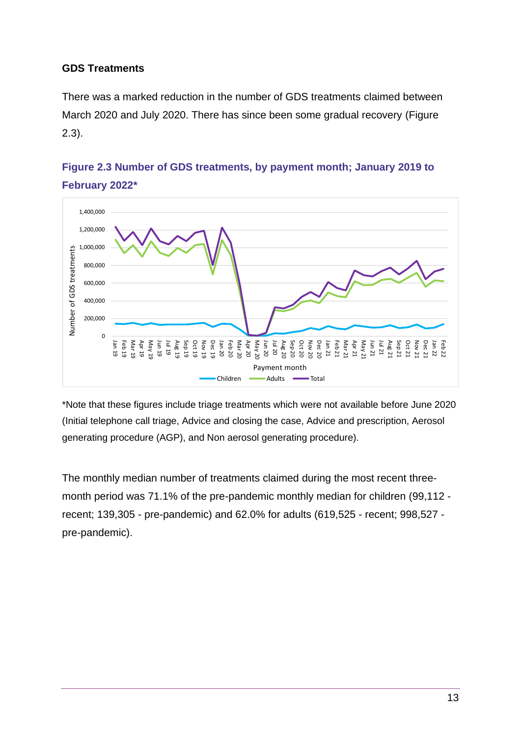### GDS Treatments

There was a marked reduction in the number of GDS treatments claimed between March 2020 and July 2020. There has since been some gradual recovery (Figure 2.3).

**Figure 2.3 Number of GDS treatments, by payment month; January 2019 to February 2022***

*Note that these figures include triage treatments which were not available before June 2020 (Initial telephone call triage, Advice and closing the case, Advice and prescription, Aerosol generating procedure (AGP), and Non aerosol generating procedure).

The monthly median number of treatments claimed during the most recent three-month period was 71.1% of the pre-pandemic monthly median for children (99,112 - recent; 139,305 - pre-pandemic) and 62.0% for adults (619,525 - recent; 998,527 - pre-pandemic).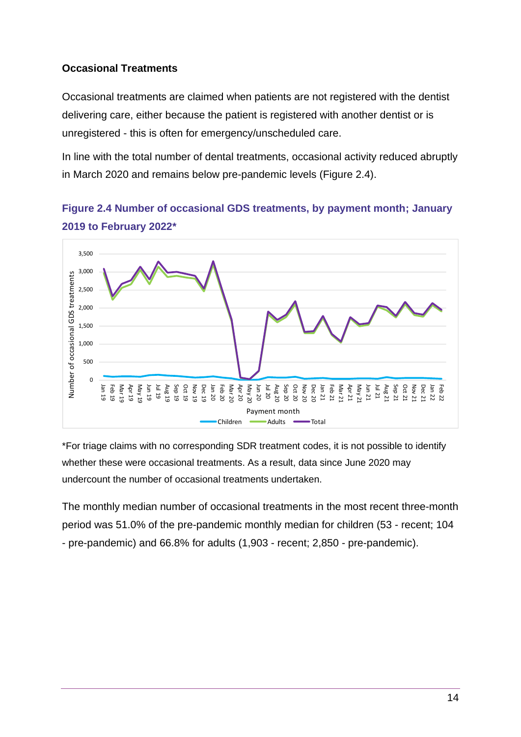### Occasional Treatments

Occasional treatments are claimed when patients are not registered with the dentist delivering care, either because the patient is registered with another dentist or is unregistered - this is often for emergency/unscheduled care.

In line with the total number of dental treatments, occasional activity reduced abruptly in March 2020 and remains below pre-pandemic levels (Figure 2.4).

**Figure 2.4 Number of occasional GDS treatments, by payment month; January 2019 to February 2022***

*For triage claims with no corresponding SDR treatment codes, it is not possible to identify whether these were occasional treatments. As a result, data since June 2020 may undercount the number of occasional treatments undertaken.

The monthly median number of occasional treatments in the most recent three-month period was 51.0% of the pre-pandemic monthly median for children (53 - recent; 104 - pre-pandemic) and 66.8% for adults (1,903 - recent; 2,850 - pre-pandemic).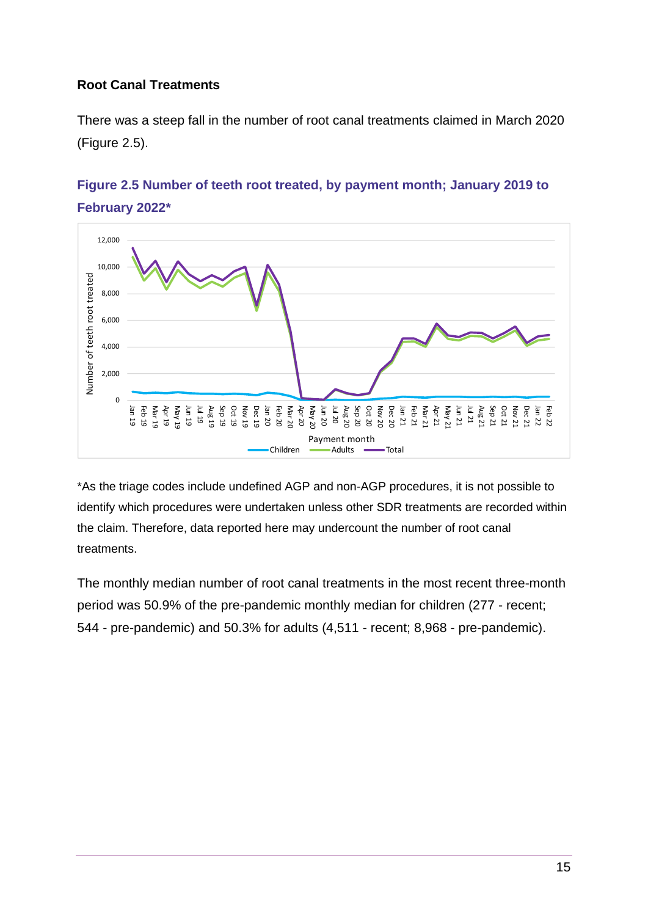### Root Canal Treatments

There was a steep fall in the number of root canal treatments claimed in March 2020 (Figure 2.5).

**Figure 2.5 Number of teeth root treated, by payment month; January 2019 to February 2022***

*As the triage codes include undefined AGP and non-AGP procedures, it is not possible to identify which procedures were undertaken unless other SDR treatments are recorded within the claim. Therefore, data reported here may undercount the number of root canal treatments.

The monthly median number of root canal treatments in the most recent three-month period was 50.9% of the pre-pandemic monthly median for children (277 - recent; 544 - pre-pandemic) and 50.3% for adults (4,511 - recent; 8,968 - pre-pandemic).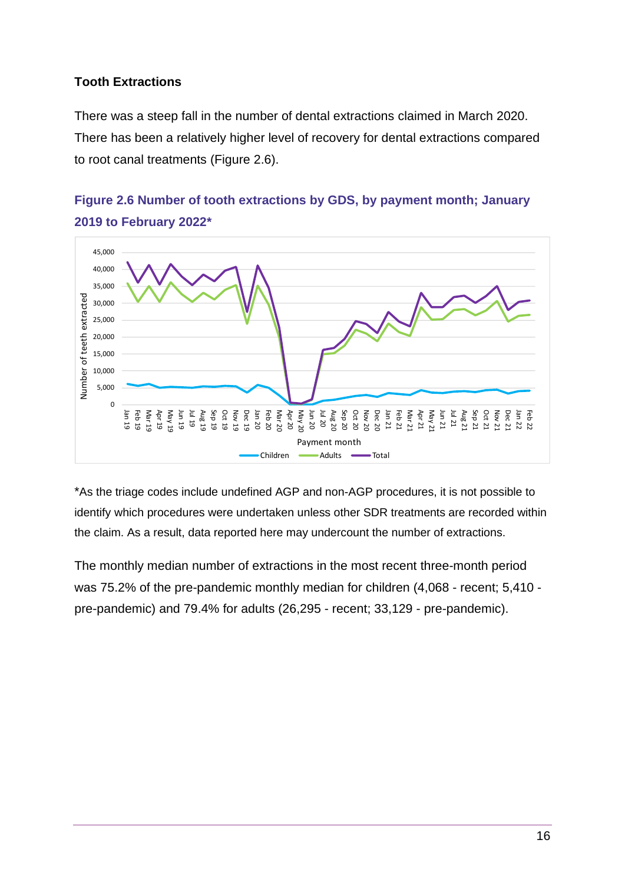### Tooth Extractions

There was a steep fall in the number of dental extractions claimed in March 2020. There has been a relatively higher level of recovery for dental extractions compared to root canal treatments (Figure 2.6).

**Figure 2.6 Number of tooth extractions by GDS, by payment month; January 2019 to February 2022***

*As the triage codes include undefined AGP and non-AGP procedures, it is not possible to identify which procedures were undertaken unless other SDR treatments are recorded within the claim. As a result, data reported here may undercount the number of extractions.

The monthly median number of extractions in the most recent three-month period was 75.2% of the pre-pandemic monthly median for children (4,068 - recent; 5,410 - pre-pandemic) and 79.4% for adults (26,295 - recent; 33,129 - pre-pandemic).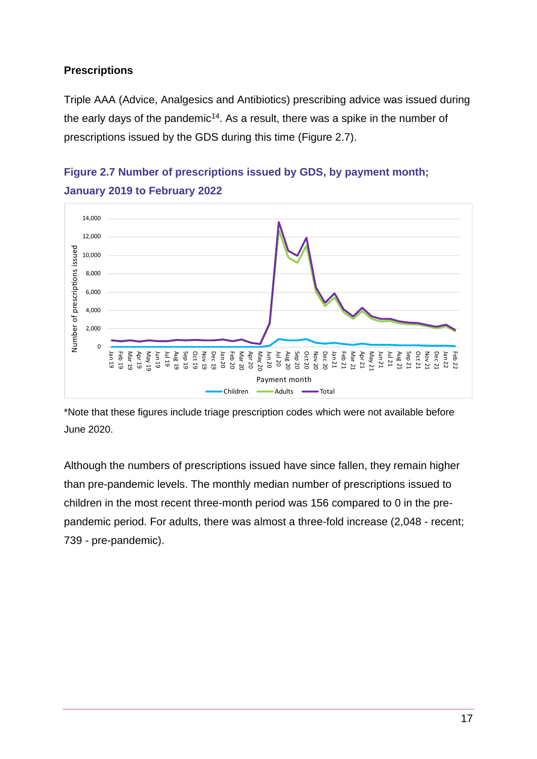### Prescriptions

Triple AAA (Advice, Analgesics and Antibiotics) prescribing advice was issued during the early days of the pandemic[14]. As a result, there was a spike in the number of prescriptions issued by the GDS during this time (Figure 2.7).

**Figure 2.7 Number of prescriptions issued by GDS, by payment month; January 2019 to February 2022**

*Note that these figures include triage prescription codes which were not available before June 2020.

Although the numbers of prescriptions issued have since fallen, they remain higher than pre-pandemic levels. The monthly median number of prescriptions issued to children in the most recent three-month period was 156 compared to 0 in the pre-pandemic period. For adults, there was almost a three-fold increase (2,048 - recent; 739 - pre-pandemic).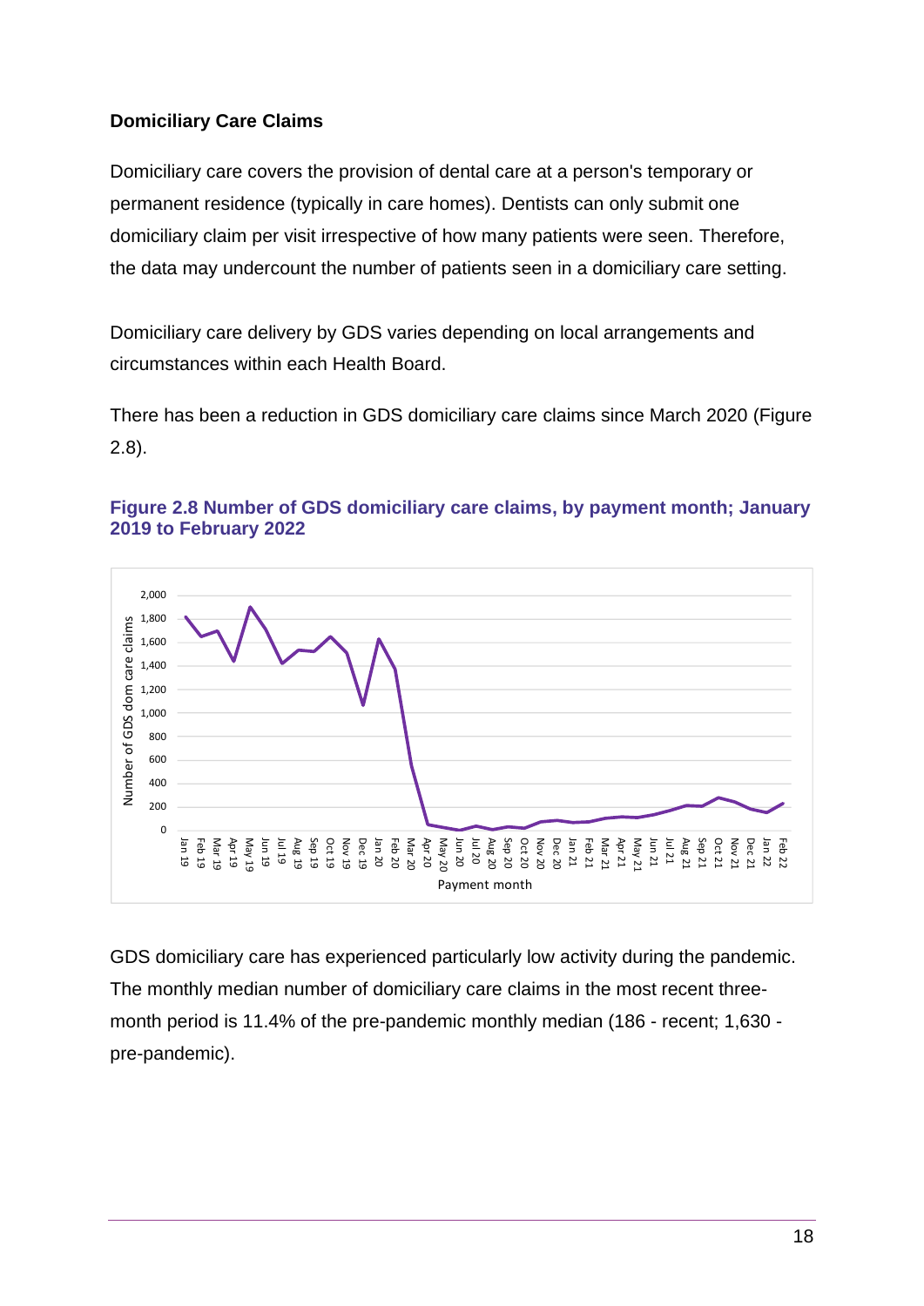### Domiciliary Care Claims

Domiciliary care covers the provision of dental care at a person's temporary or permanent residence (typically in care homes). Dentists can only submit one domiciliary claim per visit irrespective of how many patients were seen. Therefore, the data may undercount the number of patients seen in a domiciliary care setting.

Domiciliary care delivery by GDS varies depending on local arrangements and circumstances within each Health Board.

There has been a reduction in GDS domiciliary care claims since March 2020 (Figure 2.8).

**Figure 2.8 Number of GDS domiciliary care claims, by payment month; January 2019 to February 2022**

GDS domiciliary care has experienced particularly low activity during the pandemic. The monthly median number of domiciliary care claims in the most recent three-month period is 11.4% of the pre-pandemic monthly median (186 - recent; 1,630 - pre-pandemic).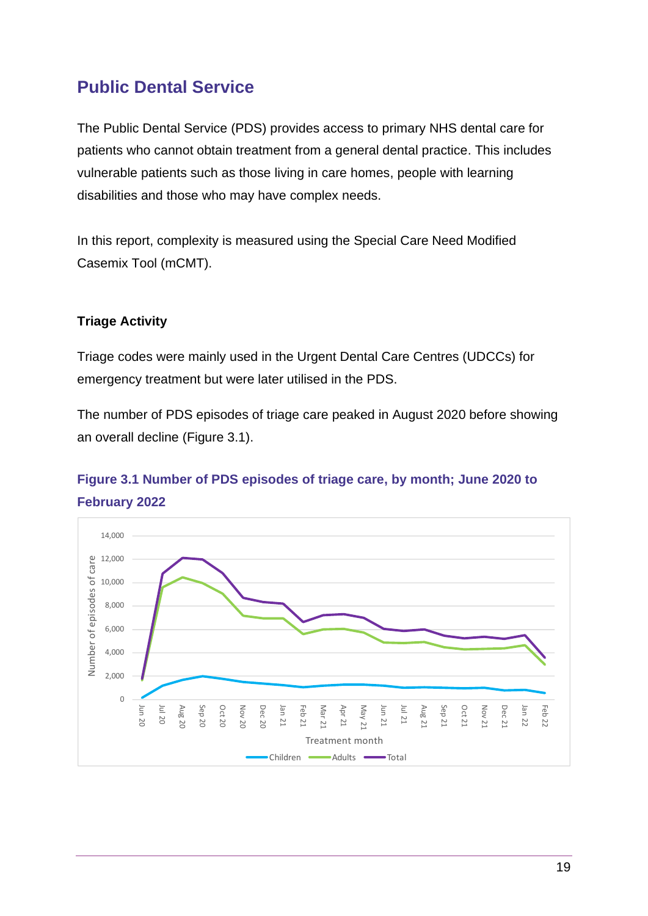## Public Dental Service

The Public Dental Service (PDS) provides access to primary NHS dental care for patients who cannot obtain treatment from a general dental practice. This includes vulnerable patients such as those living in care homes, people with learning disabilities and those who may have complex needs.

In this report, complexity is measured using the Special Care Need Modified Casemix Tool (mCMT).

### Triage Activity

Triage codes were mainly used in the Urgent Dental Care Centres (UDCCs) for emergency treatment but were later utilised in the PDS.

The number of PDS episodes of triage care peaked in August 2020 before showing an overall decline (Figure 3.1).

**Figure 3.1 Number of PDS episodes of triage care, by month; June 2020 to February 2022**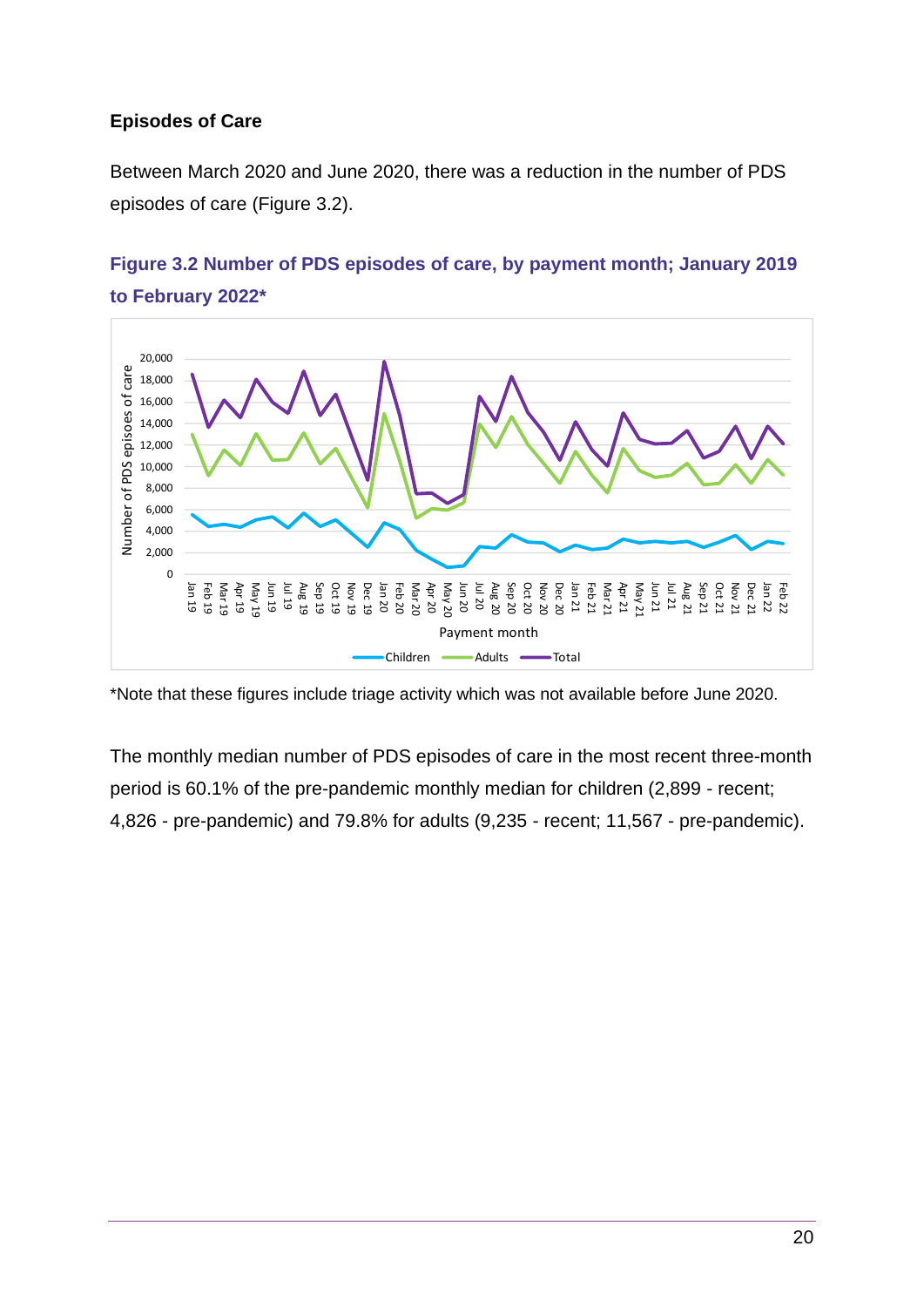**Episodes of Care**

Between March 2020 and June 2020, there was a reduction in the number of PDS episodes of care (Figure 3.2).

### Figure 3.2 Number of PDS episodes of care, by payment month; January 2019 to February 2022*

*Note that these figures include triage activity which was not available before June 2020.

The monthly median number of PDS episodes of care in the most recent three-month period is 60.1% of the pre-pandemic monthly median for children (2,899 - recent; 4,826 - pre-pandemic) and 79.8% for adults (9,235 - recent; 11,567 - pre-pandemic).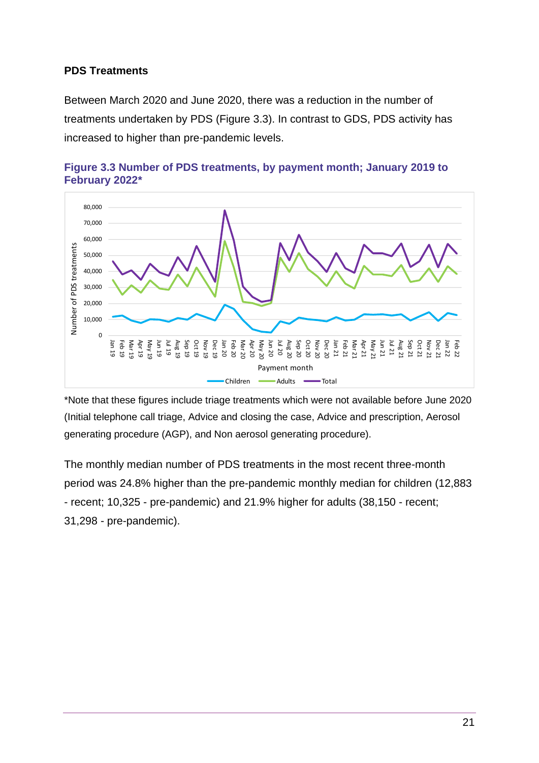**PDS Treatments**

Between March 2020 and June 2020, there was a reduction in the number of treatments undertaken by PDS (Figure 3.3). In contrast to GDS, PDS activity has increased to higher than pre-pandemic levels.

**Figure 3.3 Number of PDS treatments, by payment month; January 2019 to February 2022***

*Note that these figures include triage treatments which were not available before June 2020 (Initial telephone call triage, Advice and closing the case, Advice and prescription, Aerosol generating procedure (AGP), and Non aerosol generating procedure).

The monthly median number of PDS treatments in the most recent three-month period was 24.8% higher than the pre-pandemic monthly median for children (12,883 - recent; 10,325 - pre-pandemic) and 21.9% higher for adults (38,150 - recent; 31,298 - pre-pandemic).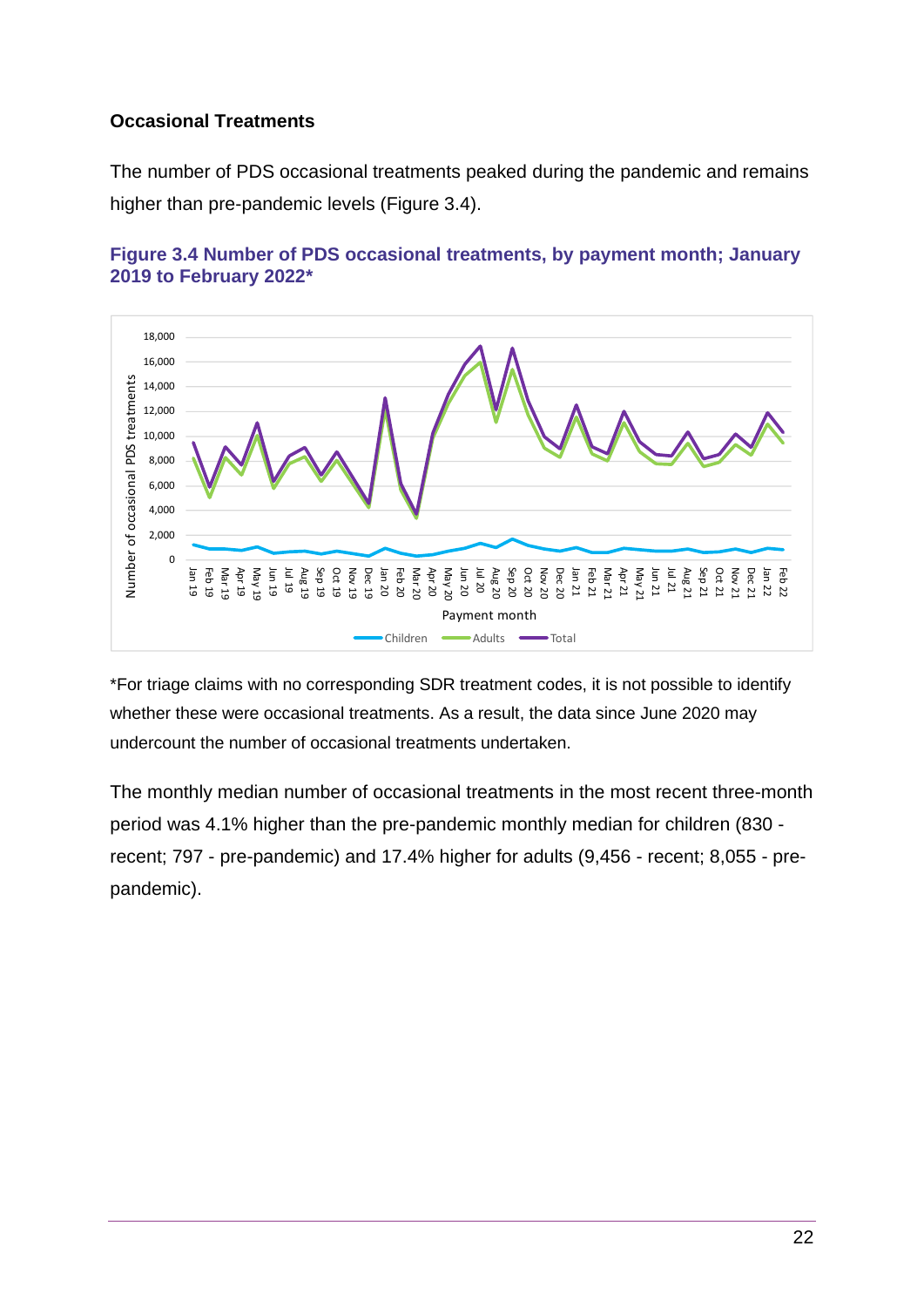### Occasional Treatments

The number of PDS occasional treatments peaked during the pandemic and remains higher than pre-pandemic levels (Figure 3.4).

**Figure 3.4 Number of PDS occasional treatments, by payment month; January 2019 to February 2022***

*For triage claims with no corresponding SDR treatment codes, it is not possible to identify whether these were occasional treatments. As a result, the data since June 2020 may undercount the number of occasional treatments undertaken.

The monthly median number of occasional treatments in the most recent three-month period was 4.1% higher than the pre-pandemic monthly median for children (830 - recent; 797 - pre-pandemic) and 17.4% higher for adults (9,456 - recent; 8,055 - pre-pandemic).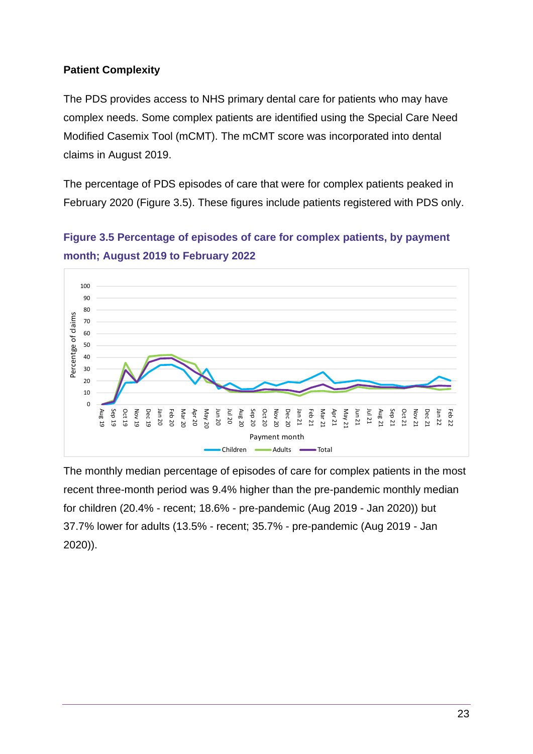### Patient Complexity

The PDS provides access to NHS primary dental care for patients who may have complex needs. Some complex patients are identified using the Special Care Need Modified Casemix Tool (mCMT). The mCMT score was incorporated into dental claims in August 2019.

The percentage of PDS episodes of care that were for complex patients peaked in February 2020 (Figure 3.5). These figures include patients registered with PDS only.

**Figure 3.5 Percentage of episodes of care for complex patients, by payment month; August 2019 to February 2022**

The monthly median percentage of episodes of care for complex patients in the most recent three-month period was 9.4% higher than the pre-pandemic monthly median for children (20.4% - recent; 18.6% - pre-pandemic (Aug 2019 - Jan 2020)) but 37.7% lower for adults (13.5% - recent; 35.7% - pre-pandemic (Aug 2019 - Jan 2020)).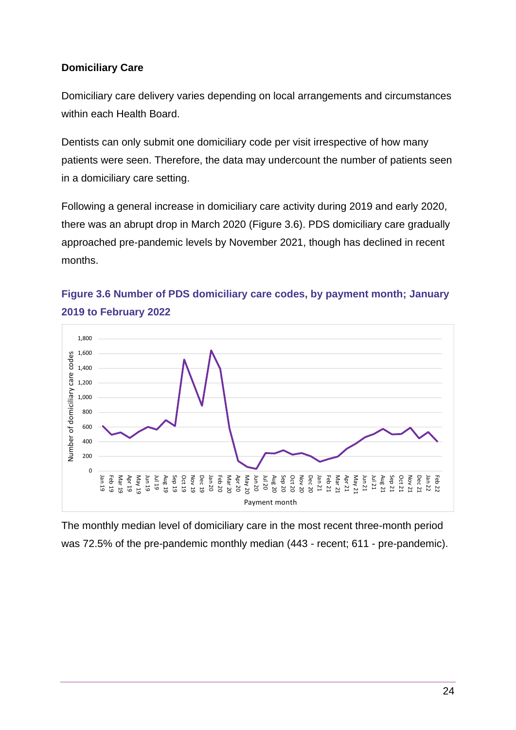**Domiciliary Care**

Domiciliary care delivery varies depending on local arrangements and circumstances within each Health Board.

Dentists can only submit one domiciliary code per visit irrespective of how many patients were seen. Therefore, the data may undercount the number of patients seen in a domiciliary care setting.

Following a general increase in domiciliary care activity during 2019 and early 2020, there was an abrupt drop in March 2020 (Figure 3.6). PDS domiciliary care gradually approached pre-pandemic levels by November 2021, though has declined in recent months.

### Figure 3.6 Number of PDS domiciliary care codes, by payment month; January 2019 to February 2022

The monthly median level of domiciliary care in the most recent three-month period was 72.5% of the pre-pandemic monthly median (443 - recent; 611 - pre-pandemic).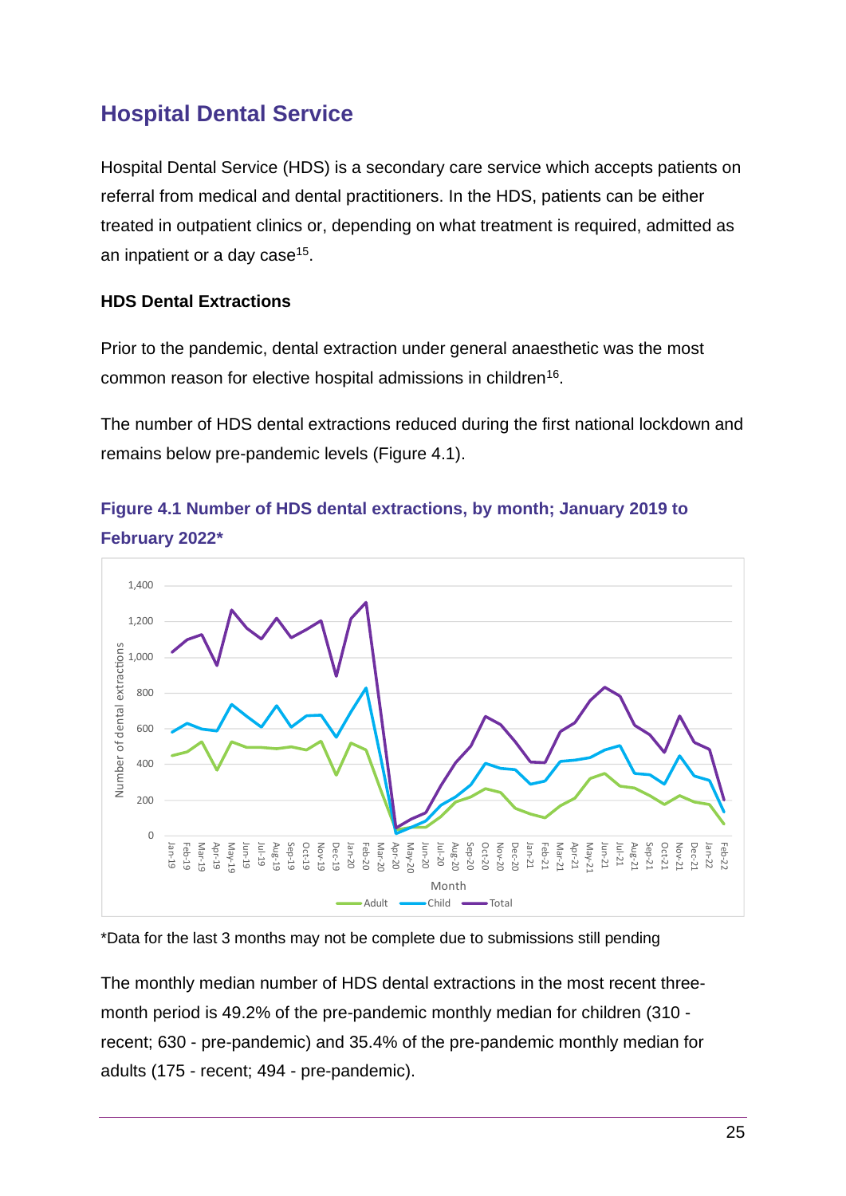## Hospital Dental Service

Hospital Dental Service (HDS) is a secondary care service which accepts patients on referral from medical and dental practitioners. In the HDS, patients can be either treated in outpatient clinics or, depending on what treatment is required, admitted as an inpatient or a day case[15].

### HDS Dental Extractions

Prior to the pandemic, dental extraction under general anaesthetic was the most common reason for elective hospital admissions in children[16].

The number of HDS dental extractions reduced during the first national lockdown and remains below pre-pandemic levels (Figure 4.1).

**Figure 4.1 Number of HDS dental extractions, by month; January 2019 to February 2022***

*Data for the last 3 months may not be complete due to submissions still pending

The monthly median number of HDS dental extractions in the most recent three-month period is 49.2% of the pre-pandemic monthly median for children (310 - recent; 630 - pre-pandemic) and 35.4% of the pre-pandemic monthly median for adults (175 - recent; 494 - pre-pandemic).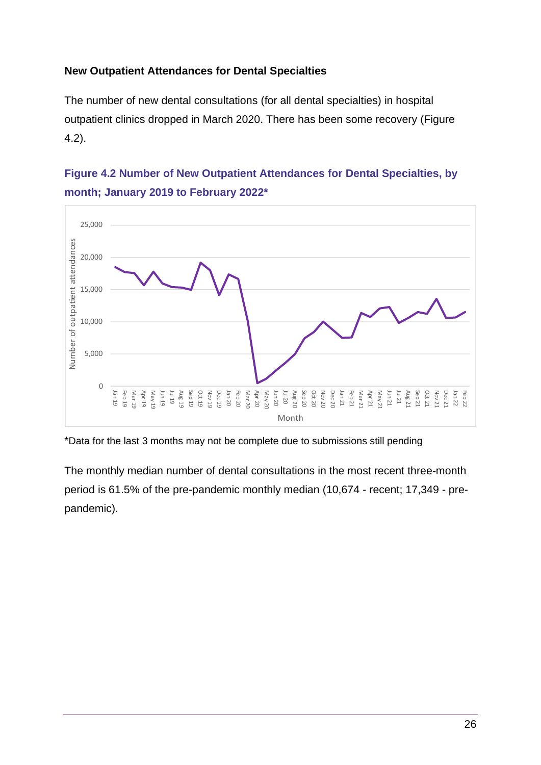### New Outpatient Attendances for Dental Specialties

The number of new dental consultations (for all dental specialties) in hospital outpatient clinics dropped in March 2020. There has been some recovery (Figure 4.2).

**Figure 4.2 Number of New Outpatient Attendances for Dental Specialties, by month; January 2019 to February 2022***

*Data for the last 3 months may not be complete due to submissions still pending

The monthly median number of dental consultations in the most recent three-month period is 61.5% of the pre-pandemic monthly median (10,674 - recent; 17,349 - pre-pandemic).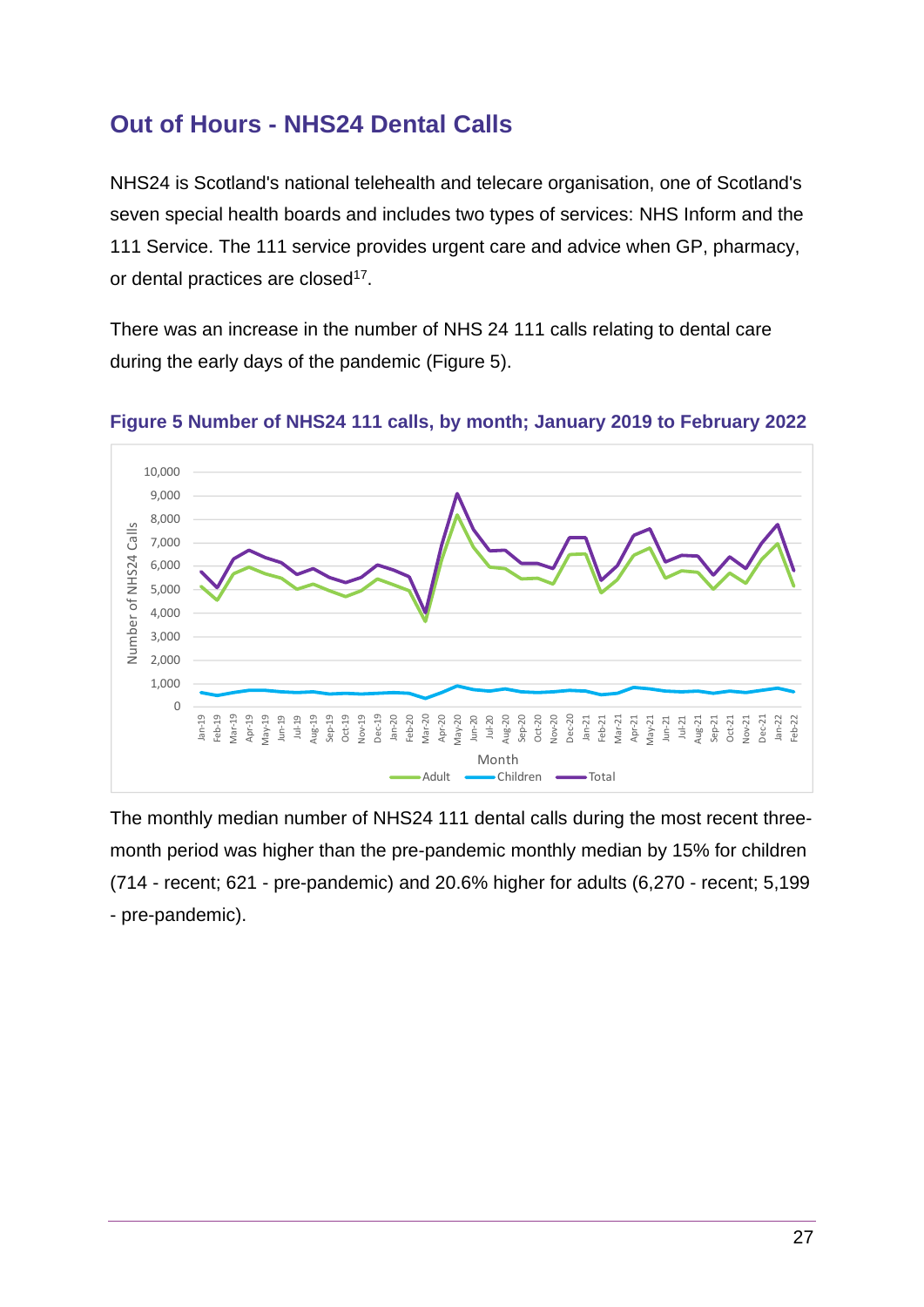## Out of Hours - NHS24 Dental Calls

NHS24 is Scotland's national telehealth and telecare organisation, one of Scotland's seven special health boards and includes two types of services: NHS Inform and the 111 Service. The 111 service provides urgent care and advice when GP, pharmacy, or dental practices are closed[17].

There was an increase in the number of NHS 24 111 calls relating to dental care during the early days of the pandemic (Figure 5).

**Figure 5 Number of NHS24 111 calls, by month; January 2019 to February 2022**

The monthly median number of NHS24 111 dental calls during the most recent three-month period was higher than the pre-pandemic monthly median by 15% for children (714 - recent; 621 - pre-pandemic) and 20.6% higher for adults (6,270 - recent; 5,199 - pre-pandemic).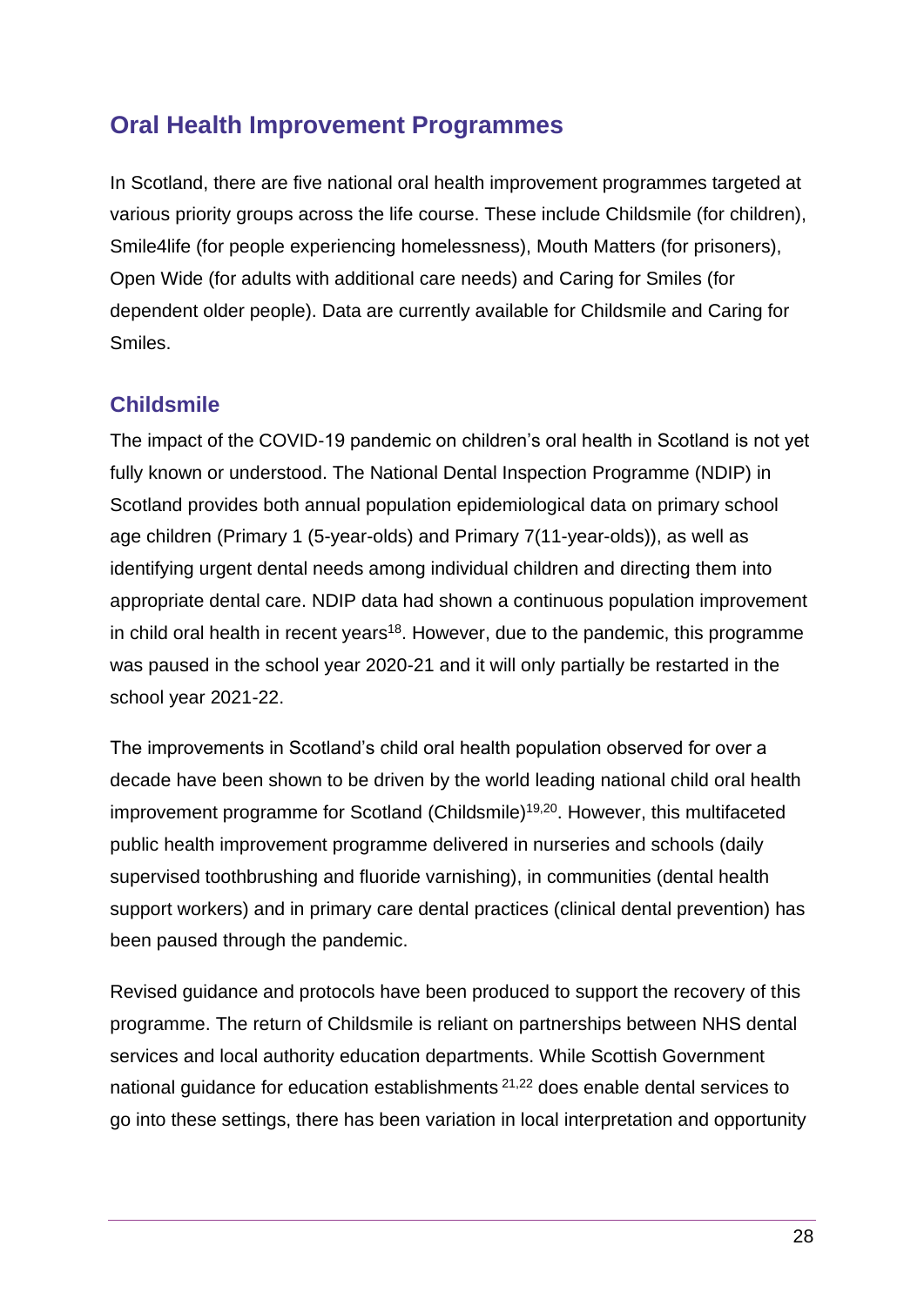## Oral Health Improvement Programmes

In Scotland, there are five national oral health improvement programmes targeted at various priority groups across the life course. These include Childsmile (for children), Smile4life (for people experiencing homelessness), Mouth Matters (for prisoners), Open Wide (for adults with additional care needs) and Caring for Smiles (for dependent older people). Data are currently available for Childsmile and Caring for Smiles.

### Childsmile

The impact of the COVID-19 pandemic on children's oral health in Scotland is not yet fully known or understood. The National Dental Inspection Programme (NDIP) in Scotland provides both annual population epidemiological data on primary school age children (Primary 1 (5-year-olds) and Primary 7(11-year-olds)), as well as identifying urgent dental needs among individual children and directing them into appropriate dental care. NDIP data had shown a continuous population improvement in child oral health in recent years[18]. However, due to the pandemic, this programme was paused in the school year 2020-21 and it will only partially be restarted in the school year 2021-22.

The improvements in Scotland's child oral health population observed for over a decade have been shown to be driven by the world leading national child oral health improvement programme for Scotland (Childsmile)[19,20]. However, this multifaceted public health improvement programme delivered in nurseries and schools (daily supervised toothbrushing and fluoride varnishing), in communities (dental health support workers) and in primary care dental practices (clinical dental prevention) has been paused through the pandemic.

Revised guidance and protocols have been produced to support the recovery of this programme. The return of Childsmile is reliant on partnerships between NHS dental services and local authority education departments. While Scottish Government national guidance for education establishments [21,22] does enable dental services to go into these settings, there has been variation in local interpretation and opportunity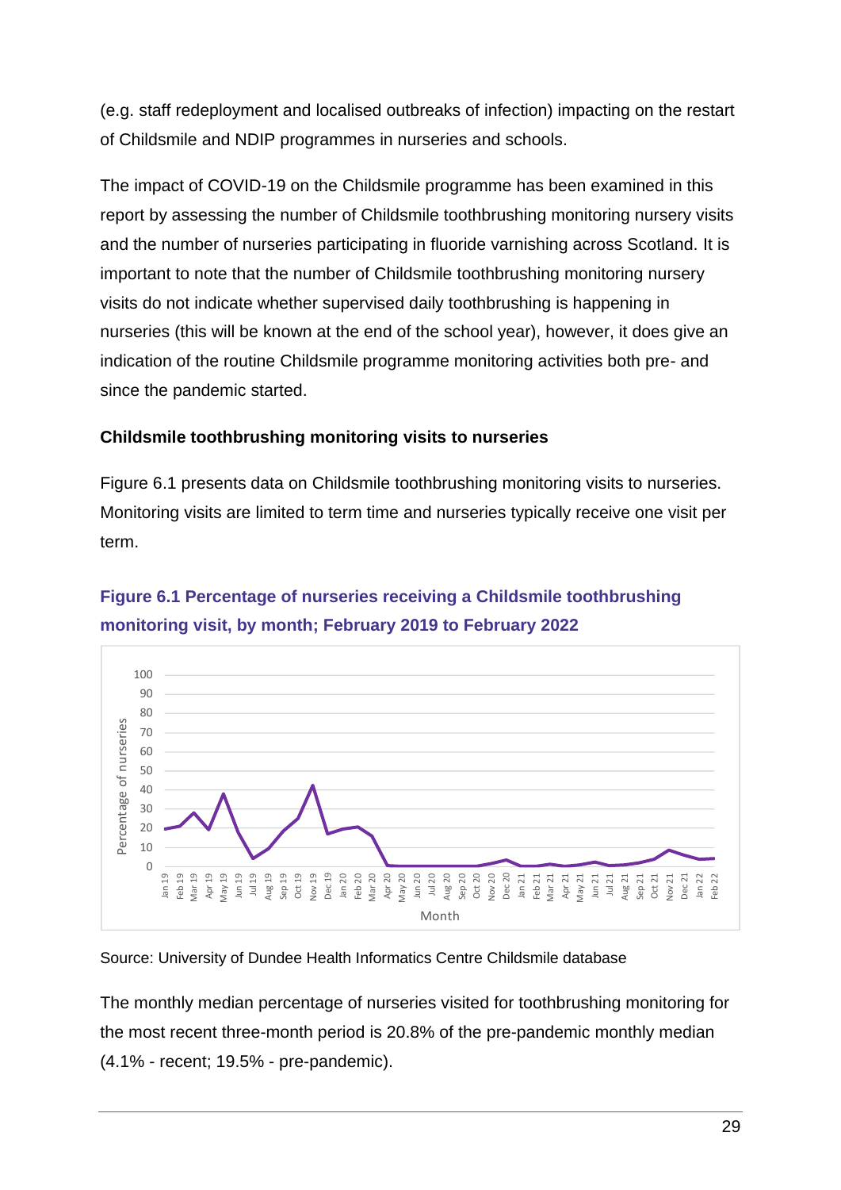(e.g. staff redeployment and localised outbreaks of infection) impacting on the restart of Childsmile and NDIP programmes in nurseries and schools.

The impact of COVID-19 on the Childsmile programme has been examined in this report by assessing the number of Childsmile toothbrushing monitoring nursery visits and the number of nurseries participating in fluoride varnishing across Scotland. It is important to note that the number of Childsmile toothbrushing monitoring nursery visits do not indicate whether supervised daily toothbrushing is happening in nurseries (this will be known at the end of the school year), however, it does give an indication of the routine Childsmile programme monitoring activities both pre- and since the pandemic started.

**Childsmile toothbrushing monitoring visits to nurseries**

Figure 6.1 presents data on Childsmile toothbrushing monitoring visits to nurseries. Monitoring visits are limited to term time and nurseries typically receive one visit per term.

### Figure 6.1 Percentage of nurseries receiving a Childsmile toothbrushing monitoring visit, by month; February 2019 to February 2022

Source: University of Dundee Health Informatics Centre Childsmile database

The monthly median percentage of nurseries visited for toothbrushing monitoring for the most recent three-month period is 20.8% of the pre-pandemic monthly median (4.1% - recent; 19.5% - pre-pandemic).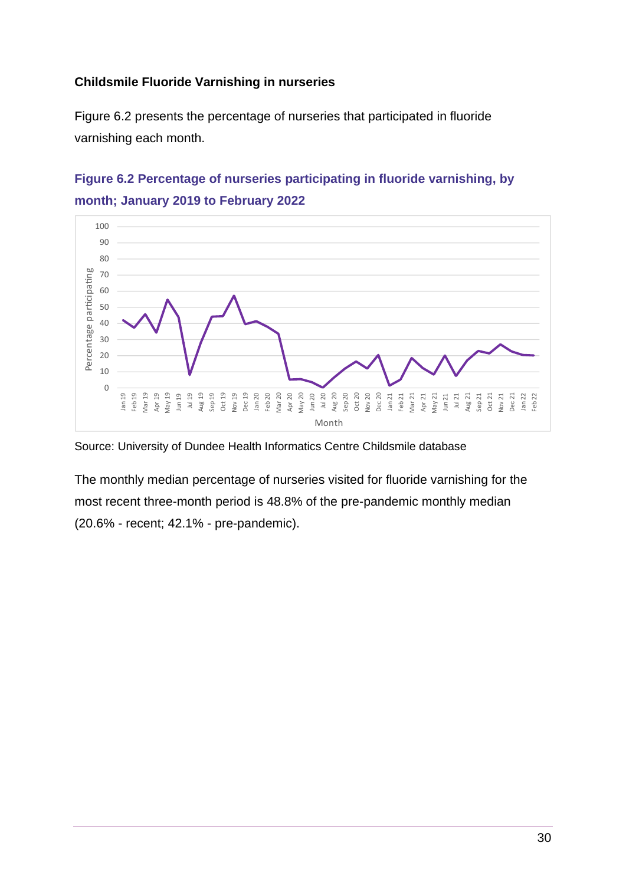**Childsmile Fluoride Varnishing in nurseries**

Figure 6.2 presents the percentage of nurseries that participated in fluoride varnishing each month.

**Figure 6.2 Percentage of nurseries participating in fluoride varnishing, by month; January 2019 to February 2022**

Source: University of Dundee Health Informatics Centre Childsmile database

The monthly median percentage of nurseries visited for fluoride varnishing for the most recent three-month period is 48.8% of the pre-pandemic monthly median (20.6% - recent; 42.1% - pre-pandemic).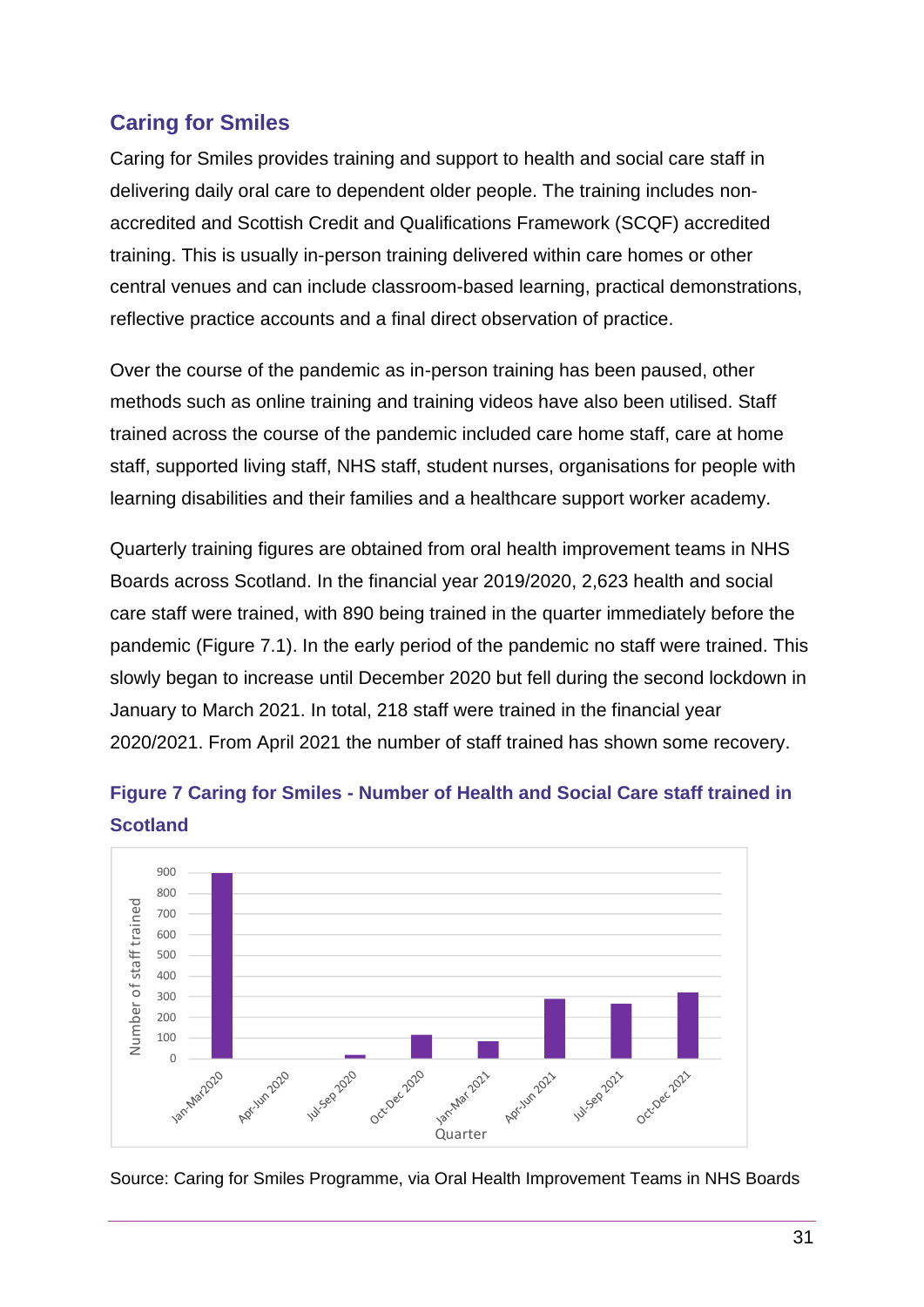## Caring for Smiles

Caring for Smiles provides training and support to health and social care staff in delivering daily oral care to dependent older people. The training includes non-accredited and Scottish Credit and Qualifications Framework (SCQF) accredited training. This is usually in-person training delivered within care homes or other central venues and can include classroom-based learning, practical demonstrations, reflective practice accounts and a final direct observation of practice.

Over the course of the pandemic as in-person training has been paused, other methods such as online training and training videos have also been utilised. Staff trained across the course of the pandemic included care home staff, care at home staff, supported living staff, NHS staff, student nurses, organisations for people with learning disabilities and their families and a healthcare support worker academy.

Quarterly training figures are obtained from oral health improvement teams in NHS Boards across Scotland. In the financial year 2019/2020, 2,623 health and social care staff were trained, with 890 being trained in the quarter immediately before the pandemic (Figure 7.1). In the early period of the pandemic no staff were trained. This slowly began to increase until December 2020 but fell during the second lockdown in January to March 2021. In total, 218 staff were trained in the financial year 2020/2021. From April 2021 the number of staff trained has shown some recovery.

**Figure 7 Caring for Smiles - Number of Health and Social Care staff trained in Scotland**

Source: Caring for Smiles Programme, via Oral Health Improvement Teams in NHS Boards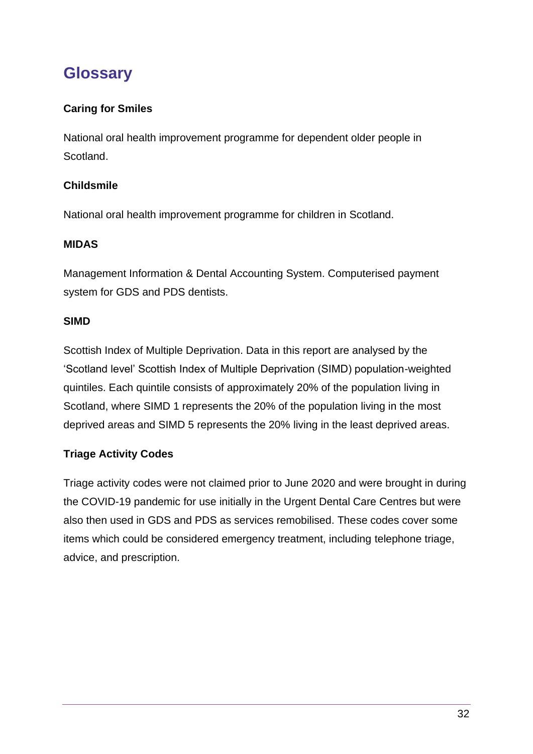# Glossary

**Caring for Smiles**

National oral health improvement programme for dependent older people in Scotland.

**Childsmile**

National oral health improvement programme for children in Scotland.

**MIDAS**

Management Information & Dental Accounting System. Computerised payment system for GDS and PDS dentists.

**SIMD**

Scottish Index of Multiple Deprivation. Data in this report are analysed by the 'Scotland level' Scottish Index of Multiple Deprivation (SIMD) population-weighted quintiles. Each quintile consists of approximately 20% of the population living in Scotland, where SIMD 1 represents the 20% of the population living in the most deprived areas and SIMD 5 represents the 20% living in the least deprived areas.

**Triage Activity Codes**

Triage activity codes were not claimed prior to June 2020 and were brought in during the COVID-19 pandemic for use initially in the Urgent Dental Care Centres but were also then used in GDS and PDS as services remobilised. These codes cover some items which could be considered emergency treatment, including telephone triage, advice, and prescription.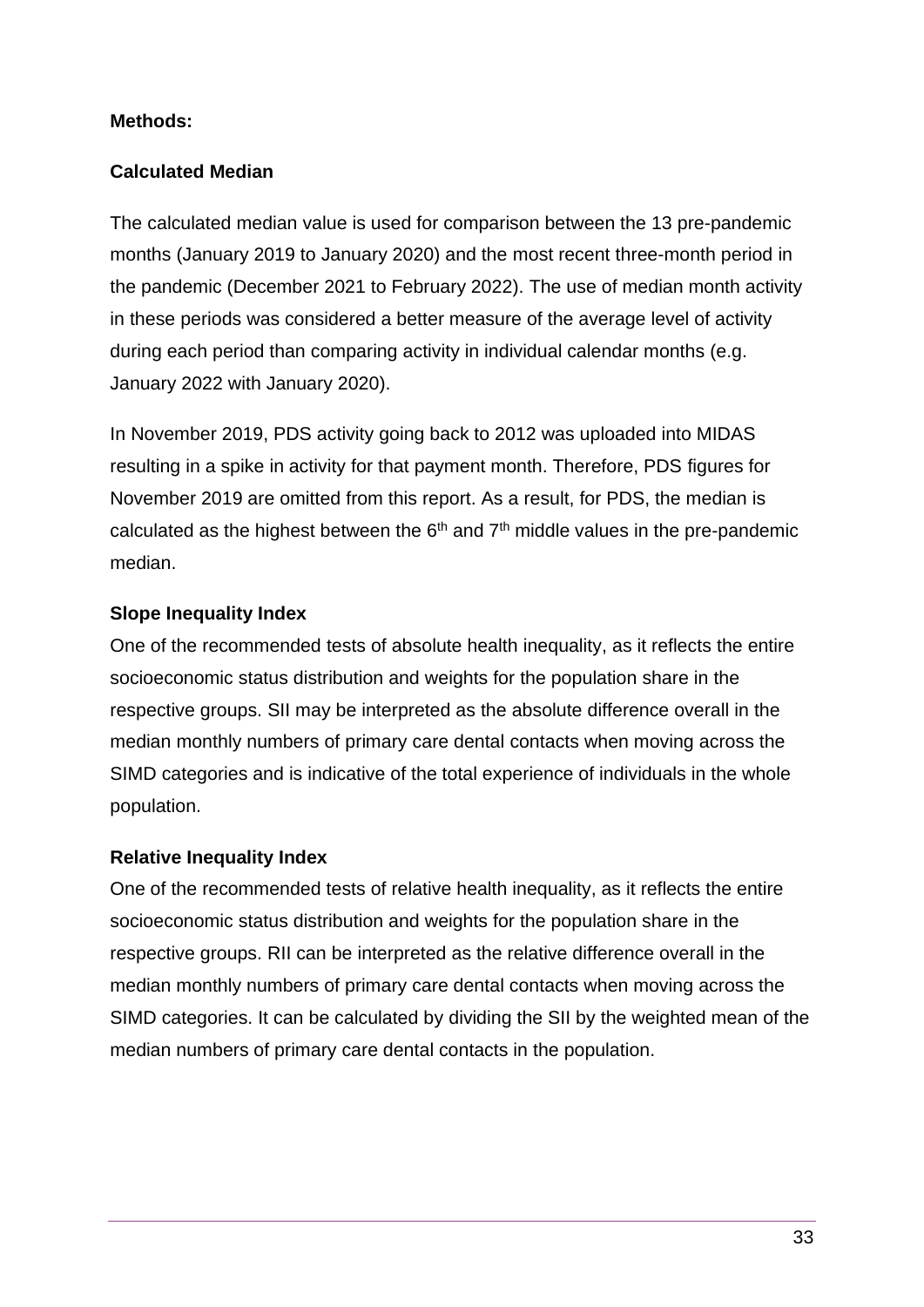**Methods:**

**Calculated Median**

The calculated median value is used for comparison between the 13 pre-pandemic months (January 2019 to January 2020) and the most recent three-month period in the pandemic (December 2021 to February 2022). The use of median month activity in these periods was considered a better measure of the average level of activity during each period than comparing activity in individual calendar months (e.g. January 2022 with January 2020).

In November 2019, PDS activity going back to 2012 was uploaded into MIDAS resulting in a spike in activity for that payment month. Therefore, PDS figures for November 2019 are omitted from this report. As a result, for PDS, the median is calculated as the highest between the $6^{th}$ and $7^{th}$ middle values in the pre-pandemic median.

**Slope Inequality Index**

One of the recommended tests of absolute health inequality, as it reflects the entire socioeconomic status distribution and weights for the population share in the respective groups. SII may be interpreted as the absolute difference overall in the median monthly numbers of primary care dental contacts when moving across the SIMD categories and is indicative of the total experience of individuals in the whole population.

**Relative Inequality Index**

One of the recommended tests of relative health inequality, as it reflects the entire socioeconomic status distribution and weights for the population share in the respective groups. RII can be interpreted as the relative difference overall in the median monthly numbers of primary care dental contacts when moving across the SIMD categories. It can be calculated by dividing the SII by the weighted mean of the median numbers of primary care dental contacts in the population.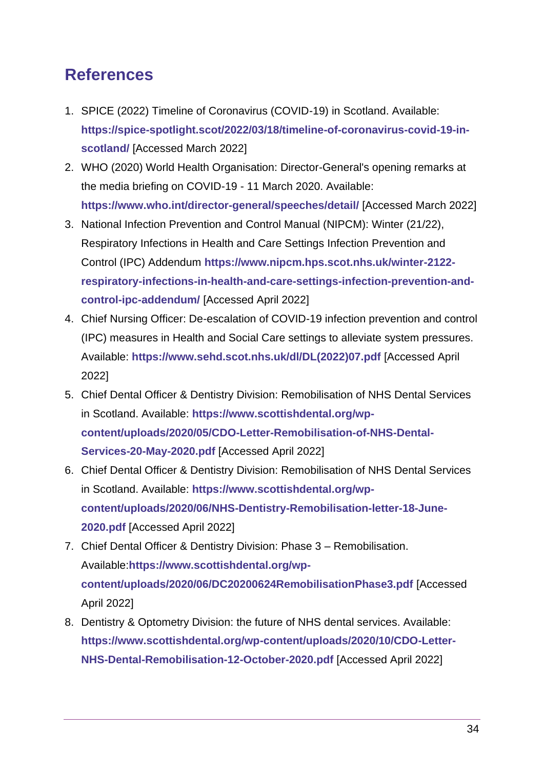## References

1. SPICE (2022) Timeline of Coronavirus (COVID-19) in Scotland. Available: **https://spice-spotlight.scot/2022/03/18/timeline-of-coronavirus-covid-19-in-scotland/** [Accessed March 2022]
2. WHO (2020) World Health Organisation: Director-General's opening remarks at the media briefing on COVID-19 - 11 March 2020. Available: **https://www.who.int/director-general/speeches/detail/** [Accessed March 2022]
3. National Infection Prevention and Control Manual (NIPCM): Winter (21/22), Respiratory Infections in Health and Care Settings Infection Prevention and Control (IPC) Addendum **https://www.nipcm.hps.scot.nhs.uk/winter-2122-respiratory-infections-in-health-and-care-settings-infection-prevention-and-control-ipc-addendum/** [Accessed April 2022]
4. Chief Nursing Officer: De-escalation of COVID-19 infection prevention and control (IPC) measures in Health and Social Care settings to alleviate system pressures. Available: **https://www.sehd.scot.nhs.uk/dl/DL(2022)07.pdf** [Accessed April 2022]
5. Chief Dental Officer & Dentistry Division: Remobilisation of NHS Dental Services in Scotland. Available: **https://www.scottishdental.org/wp-content/uploads/2020/05/CDO-Letter-Remobilisation-of-NHS-Dental-Services-20-May-2020.pdf** [Accessed April 2022]
6. Chief Dental Officer & Dentistry Division: Remobilisation of NHS Dental Services in Scotland. Available: **https://www.scottishdental.org/wp-content/uploads/2020/06/NHS-Dentistry-Remobilisation-letter-18-June-2020.pdf** [Accessed April 2022]
7. Chief Dental Officer & Dentistry Division: Phase 3 – Remobilisation. Available:**https://www.scottishdental.org/wp-content/uploads/2020/06/DC20200624RemobilisationPhase3.pdf** [Accessed April 2022]
8. Dentistry & Optometry Division: the future of NHS dental services. Available: **https://www.scottishdental.org/wp-content/uploads/2020/10/CDO-Letter-NHS-Dental-Remobilisation-12-October-2020.pdf** [Accessed April 2022]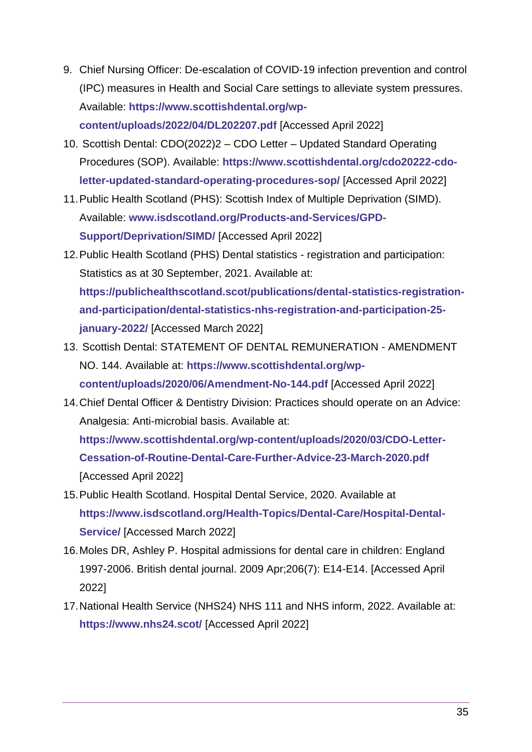9. Chief Nursing Officer: De-escalation of COVID-19 infection prevention and control (IPC) measures in Health and Social Care settings to alleviate system pressures. Available: **https://www.scottishdental.org/wp-content/uploads/2022/04/DL202207.pdf** [Accessed April 2022]
10. Scottish Dental: CDO(2022)2 – CDO Letter – Updated Standard Operating Procedures (SOP). Available: **https://www.scottishdental.org/cdo20222-cdo-letter-updated-standard-operating-procedures-sop/** [Accessed April 2022]
11. Public Health Scotland (PHS): Scottish Index of Multiple Deprivation (SIMD). Available: **www.isdscotland.org/Products-and-Services/GPD-Support/Deprivation/SIMD/** [Accessed April 2022]
12. Public Health Scotland (PHS) Dental statistics - registration and participation: Statistics as at 30 September, 2021. Available at: **https://publichealthscotland.scot/publications/dental-statistics-registration-and-participation/dental-statistics-nhs-registration-and-participation-25-january-2022/** [Accessed March 2022]
13. Scottish Dental: STATEMENT OF DENTAL REMUNERATION - AMENDMENT NO. 144. Available at: **https://www.scottishdental.org/wp-content/uploads/2020/06/Amendment-No-144.pdf** [Accessed April 2022]
14. Chief Dental Officer & Dentistry Division: Practices should operate on an Advice: Analgesia: Anti-microbial basis. Available at: **https://www.scottishdental.org/wp-content/uploads/2020/03/CDO-Letter-Cessation-of-Routine-Dental-Care-Further-Advice-23-March-2020.pdf** [Accessed April 2022]
15. Public Health Scotland. Hospital Dental Service, 2020. Available at **https://www.isdscotland.org/Health-Topics/Dental-Care/Hospital-Dental-Service/** [Accessed March 2022]
16. Moles DR, Ashley P. Hospital admissions for dental care in children: England 1997-2006. British dental journal. 2009 Apr;206(7): E14-E14. [Accessed April 2022]
17. National Health Service (NHS24) NHS 111 and NHS inform, 2022. Available at: **https://www.nhs24.scot/** [Accessed April 2022]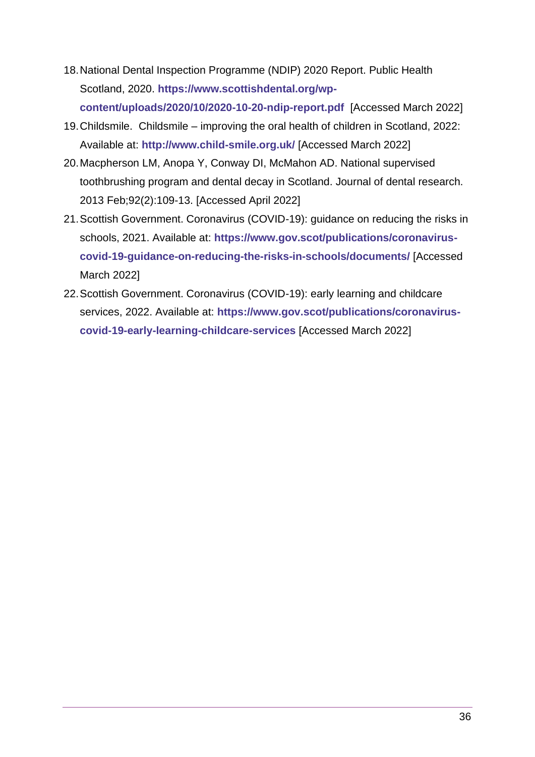18. National Dental Inspection Programme (NDIP) 2020 Report. Public Health Scotland, 2020. **https://www.scottishdental.org/wp-content/uploads/2020/10/2020-10-20-ndip-report.pdf** [Accessed March 2022]
19. Childsmile. Childsmile – improving the oral health of children in Scotland, 2022: Available at: **http://www.child-smile.org.uk/** [Accessed March 2022]
20. Macpherson LM, Anopa Y, Conway DI, McMahon AD. National supervised toothbrushing program and dental decay in Scotland. Journal of dental research. 2013 Feb;92(2):109-13. [Accessed April 2022]
21. Scottish Government. Coronavirus (COVID-19): guidance on reducing the risks in schools, 2021. Available at: **https://www.gov.scot/publications/coronavirus-covid-19-guidance-on-reducing-the-risks-in-schools/documents/** [Accessed March 2022]
22. Scottish Government. Coronavirus (COVID-19): early learning and childcare services, 2022. Available at: **https://www.gov.scot/publications/coronavirus-covid-19-early-learning-childcare-services** [Accessed March 2022]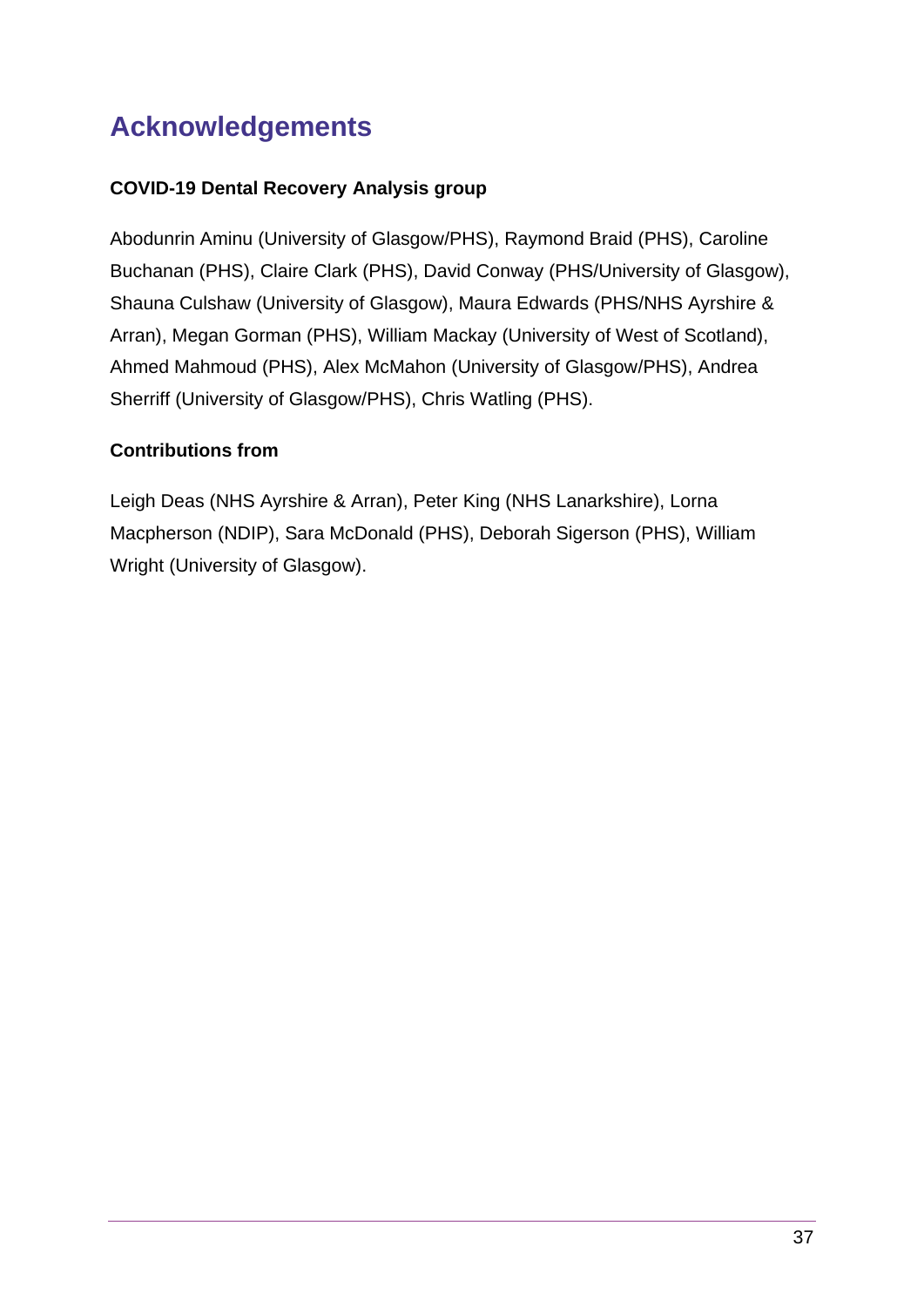# Acknowledgements

**COVID-19 Dental Recovery Analysis group**

Abodunrin Aminu (University of Glasgow/PHS), Raymond Braid (PHS), Caroline Buchanan (PHS), Claire Clark (PHS), David Conway (PHS/University of Glasgow), Shauna Culshaw (University of Glasgow), Maura Edwards (PHS/NHS Ayrshire & Arran), Megan Gorman (PHS), William Mackay (University of West of Scotland), Ahmed Mahmoud (PHS), Alex McMahon (University of Glasgow/PHS), Andrea Sherriff (University of Glasgow/PHS), Chris Watling (PHS).

**Contributions from**

Leigh Deas (NHS Ayrshire & Arran), Peter King (NHS Lanarkshire), Lorna Macpherson (NDIP), Sara McDonald (PHS), Deborah Sigerson (PHS), William Wright (University of Glasgow).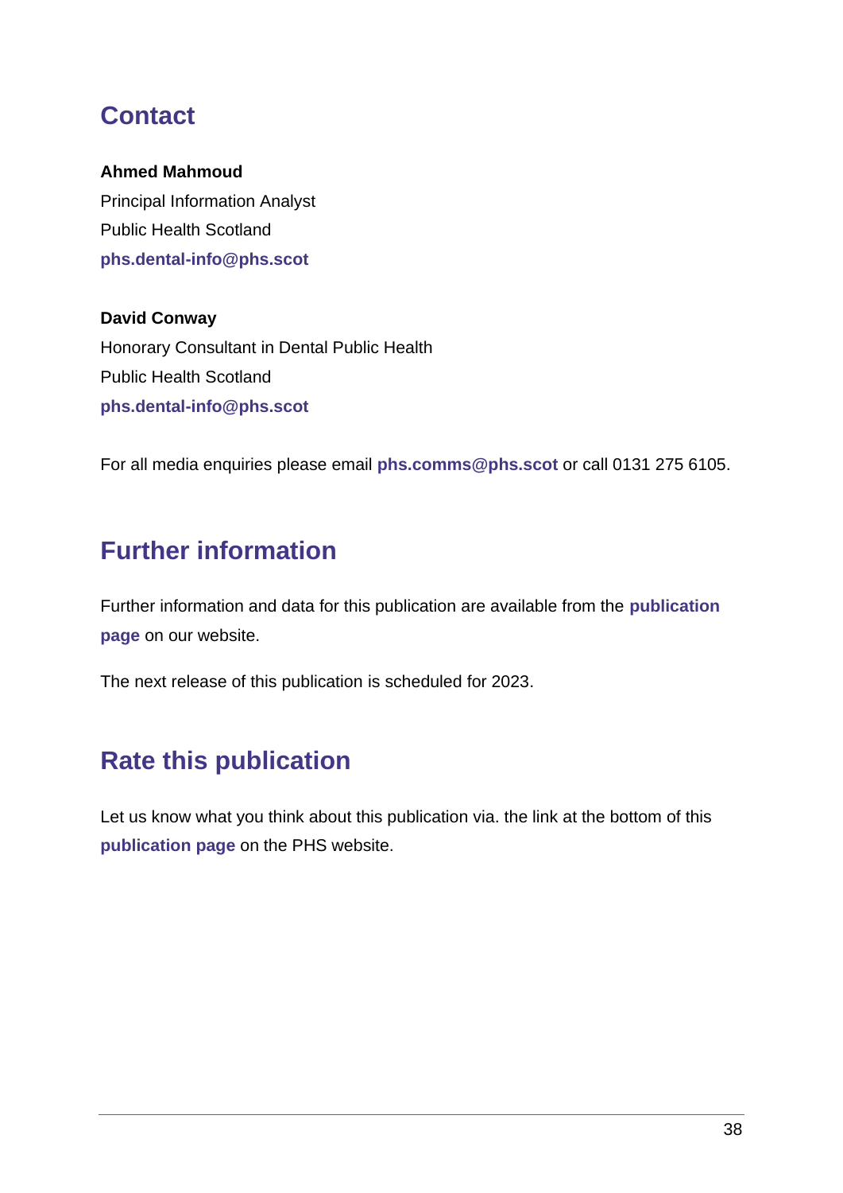## Contact

**Ahmed Mahmoud**
Principal Information Analyst
Public Health Scotland
**phs.dental-info@phs.scot**

**David Conway**
Honorary Consultant in Dental Public Health
Public Health Scotland
**phs.dental-info@phs.scot**

For all media enquiries please email **phs.comms@phs.scot** or call 0131 275 6105.

## Further information

Further information and data for this publication are available from the **publication page** on our website.

The next release of this publication is scheduled for 2023.

## Rate this publication

Let us know what you think about this publication via. the link at the bottom of this **publication page** on the PHS website.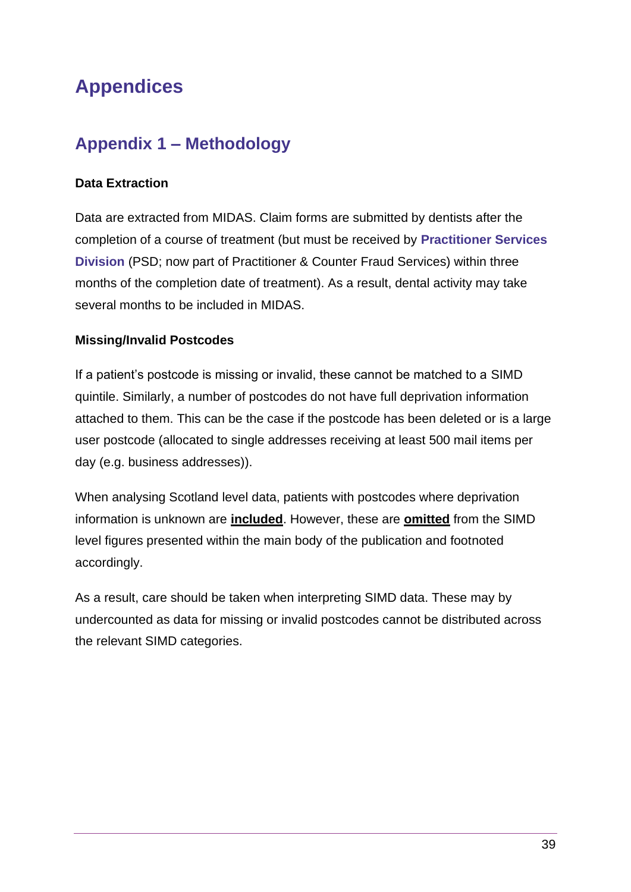# Appendices

## Appendix 1 – Methodology

**Data Extraction**

Data are extracted from MIDAS. Claim forms are submitted by dentists after the completion of a course of treatment (but must be received by **Practitioner Services Division** (PSD; now part of Practitioner & Counter Fraud Services) within three months of the completion date of treatment). As a result, dental activity may take several months to be included in MIDAS.

**Missing/Invalid Postcodes**

If a patient's postcode is missing or invalid, these cannot be matched to a SIMD quintile. Similarly, a number of postcodes do not have full deprivation information attached to them. This can be the case if the postcode has been deleted or is a large user postcode (allocated to single addresses receiving at least 500 mail items per day (e.g. business addresses)).

When analysing Scotland level data, patients with postcodes where deprivation information is unknown are **included**. However, these are **omitted** from the SIMD level figures presented within the main body of the publication and footnoted accordingly.

As a result, care should be taken when interpreting SIMD data. These may by undercounted as data for missing or invalid postcodes cannot be distributed across the relevant SIMD categories.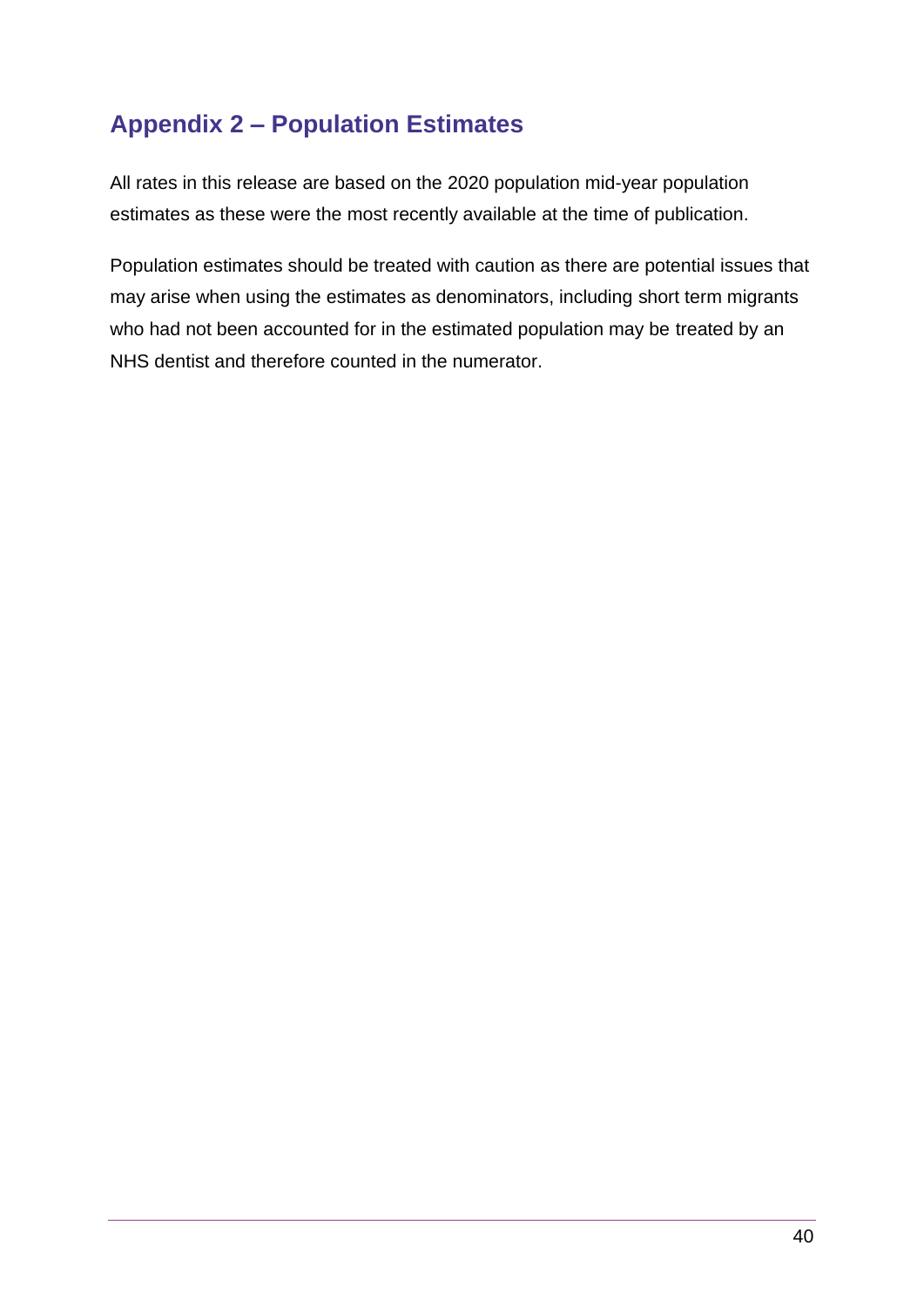## Appendix 2 – Population Estimates

All rates in this release are based on the 2020 population mid-year population estimates as these were the most recently available at the time of publication.

Population estimates should be treated with caution as there are potential issues that may arise when using the estimates as denominators, including short term migrants who had not been accounted for in the estimated population may be treated by an NHS dentist and therefore counted in the numerator.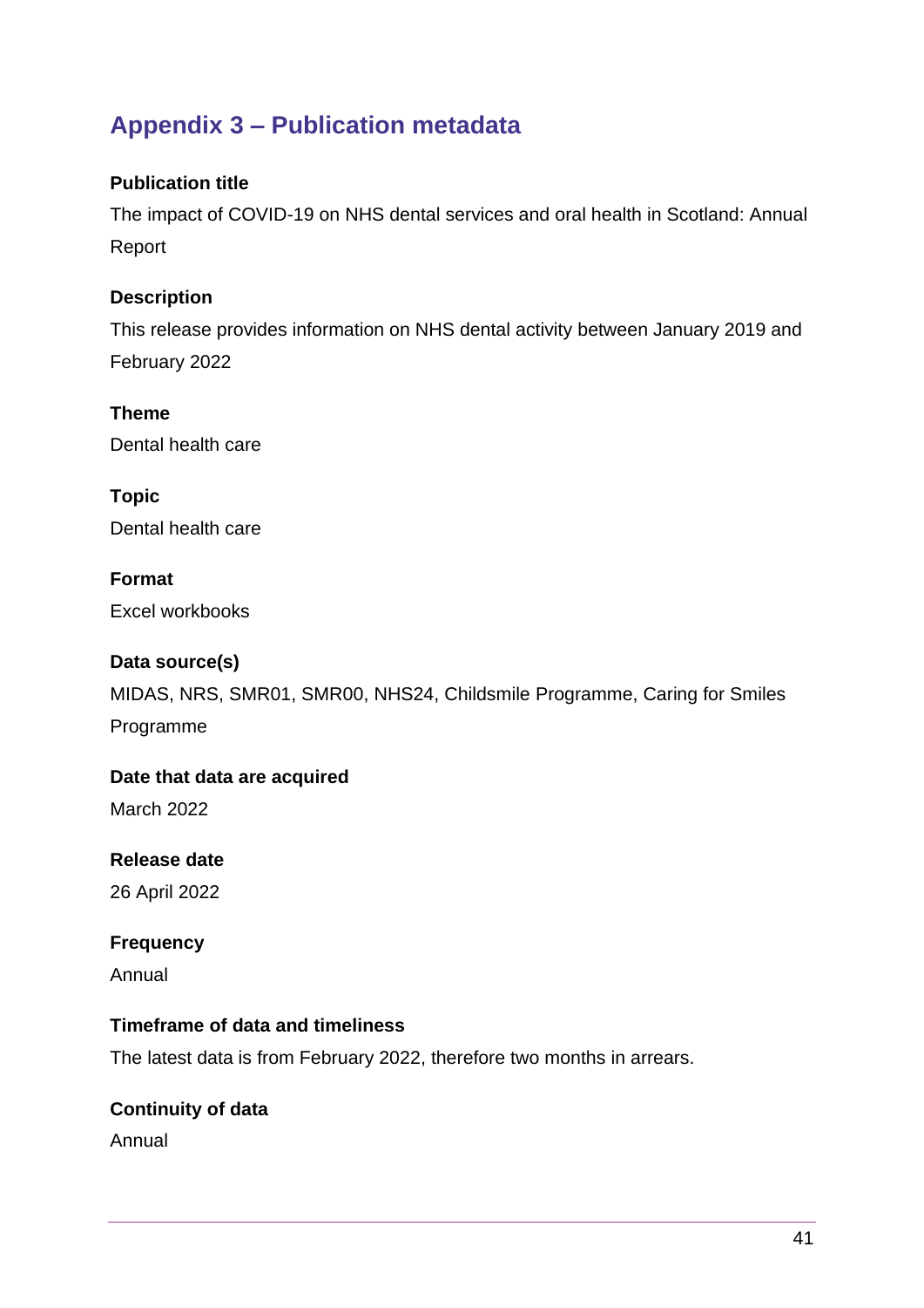## Appendix 3 – Publication metadata

**Publication title**

The impact of COVID-19 on NHS dental services and oral health in Scotland: Annual Report

**Description**

This release provides information on NHS dental activity between January 2019 and February 2022

**Theme**

Dental health care

**Topic**

Dental health care

**Format**

Excel workbooks

**Data source(s)**

MIDAS, NRS, SMR01, SMR00, NHS24, Childsmile Programme, Caring for Smiles Programme

**Date that data are acquired**

March 2022

**Release date**

26 April 2022

**Frequency**

Annual

**Timeframe of data and timeliness**

The latest data is from February 2022, therefore two months in arrears.

**Continuity of data**

Annual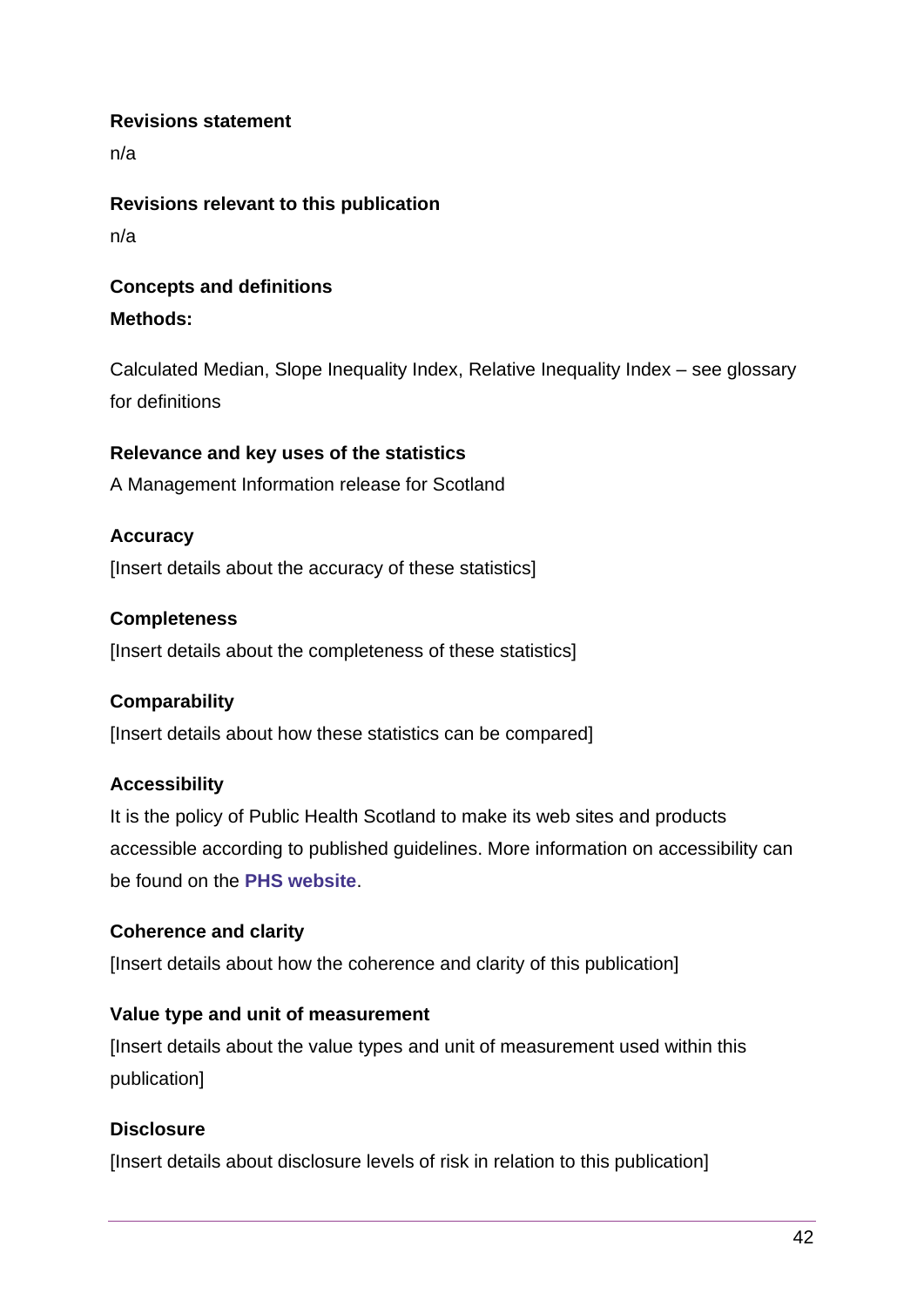**Revisions statement**

n/a

**Revisions relevant to this publication**

n/a

**Concepts and definitions**

**Methods:**

Calculated Median, Slope Inequality Index, Relative Inequality Index – see glossary for definitions

**Relevance and key uses of the statistics**

A Management Information release for Scotland

**Accuracy**

[Insert details about the accuracy of these statistics]

**Completeness**

[Insert details about the completeness of these statistics]

**Comparability**

[Insert details about how these statistics can be compared]

**Accessibility**

It is the policy of Public Health Scotland to make its web sites and products accessible according to published guidelines. More information on accessibility can be found on the **PHS website**.

**Coherence and clarity**

[Insert details about how the coherence and clarity of this publication]

**Value type and unit of measurement**

[Insert details about the value types and unit of measurement used within this publication]

**Disclosure**

[Insert details about disclosure levels of risk in relation to this publication]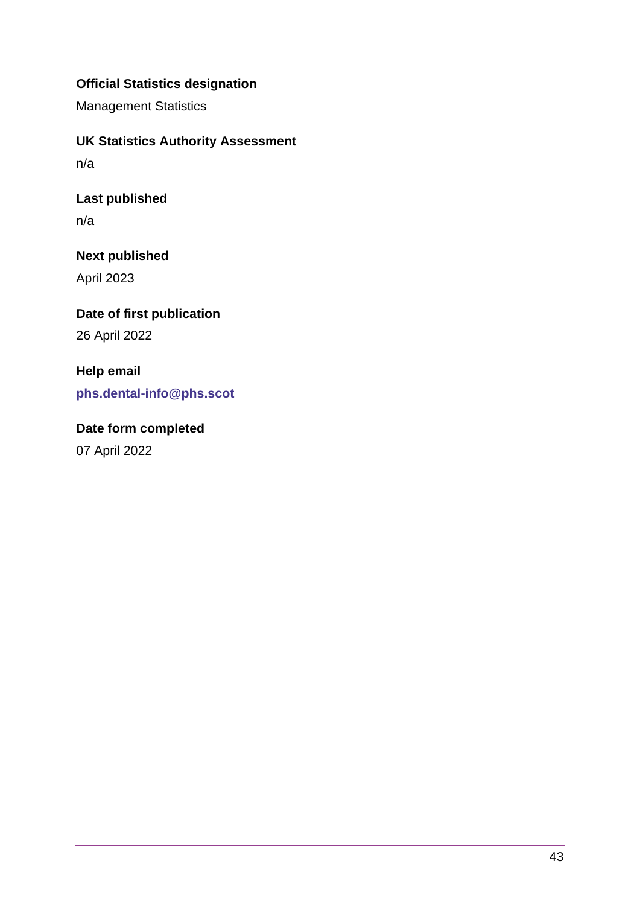**Official Statistics designation**

Management Statistics

**UK Statistics Authority Assessment**

n/a

**Last published**

n/a

**Next published**

April 2023

**Date of first publication**

26 April 2022

**Help email**

**phs.dental-info@phs.scot**

**Date form completed**

07 April 2022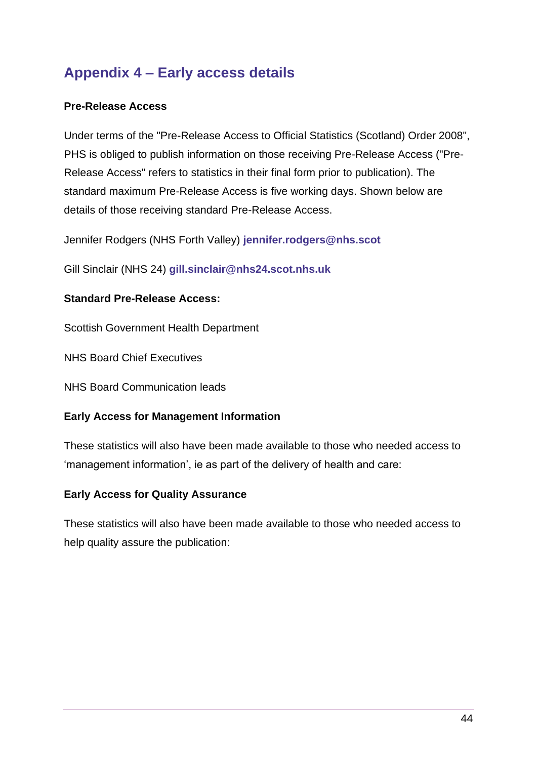## Appendix 4 – Early access details

**Pre-Release Access**

Under terms of the "Pre-Release Access to Official Statistics (Scotland) Order 2008", PHS is obliged to publish information on those receiving Pre-Release Access ("Pre-Release Access" refers to statistics in their final form prior to publication). The standard maximum Pre-Release Access is five working days. Shown below are details of those receiving standard Pre-Release Access.

Jennifer Rodgers (NHS Forth Valley) **jennifer.rodgers@nhs.scot**

Gill Sinclair (NHS 24) **gill.sinclair@nhs24.scot.nhs.uk**

**Standard Pre-Release Access:**

Scottish Government Health Department

NHS Board Chief Executives

NHS Board Communication leads

**Early Access for Management Information**

These statistics will also have been made available to those who needed access to 'management information', ie as part of the delivery of health and care:

**Early Access for Quality Assurance**

These statistics will also have been made available to those who needed access to help quality assure the publication: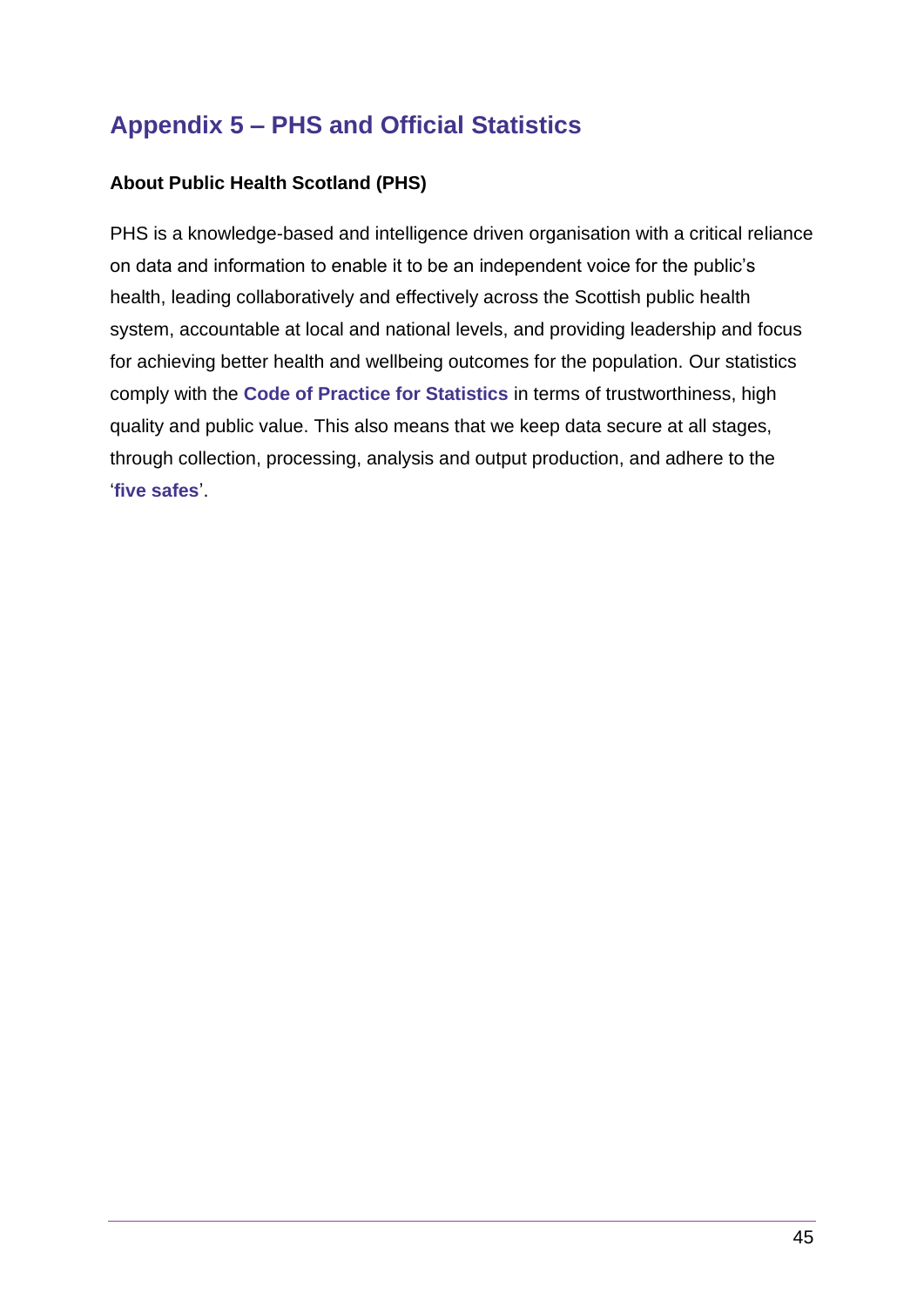## Appendix 5 – PHS and Official Statistics

### About Public Health Scotland (PHS)

PHS is a knowledge-based and intelligence driven organisation with a critical reliance on data and information to enable it to be an independent voice for the public's health, leading collaboratively and effectively across the Scottish public health system, accountable at local and national levels, and providing leadership and focus for achieving better health and wellbeing outcomes for the population. Our statistics comply with the **Code of Practice for Statistics** in terms of trustworthiness, high quality and public value. This also means that we keep data secure at all stages, through collection, processing, analysis and output production, and adhere to the '**five safes**'.